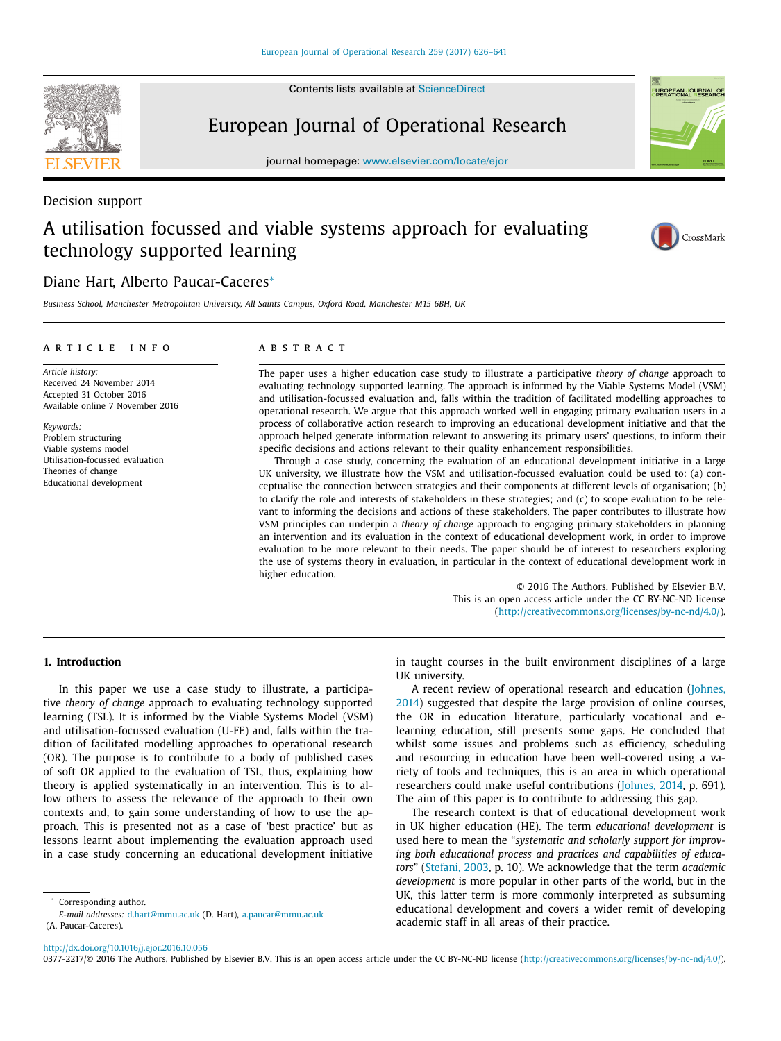Decision support

# A utilisation focussed and viable systems approach for evaluating technology supported learning

Diane Hart, Alberto Paucar-Caceres*

*Business School, Manchester Metropolitan University, All Saints Campus, Oxford Road, Manchester M15 6BH, UK*

**ARTICLE INFO**

*Article history:*
Received 24 November 2014
Accepted 31 October 2016
Available online 7 November 2016

*Keywords:*
Problem structuring
Viable systems model
Utilisation-focussed evaluation
Theories of change
Educational development

**ABSTRACT**

The paper uses a higher education case study to illustrate a participative *theory of change* approach to evaluating technology supported learning. The approach is informed by the Viable Systems Model (VSM) and utilisation-focussed evaluation and, falls within the tradition of facilitated modelling approaches to operational research. We argue that this approach worked well in engaging primary evaluation users in a process of collaborative action research to improving an educational development initiative and that the approach helped generate information relevant to answering its primary users' questions, to inform their specific decisions and actions relevant to their quality enhancement responsibilities.

Through a case study, concerning the evaluation of an educational development initiative in a large UK university, we illustrate how the VSM and utilisation-focussed evaluation could be used to: (a) conceptualise the connection between strategies and their components at different levels of organisation; (b) to clarify the role and interests of stakeholders in these strategies; and (c) to scope evaluation to be relevant to informing the decisions and actions of these stakeholders. The paper contributes to illustrate how VSM principles can underpin a *theory of change* approach to engaging primary stakeholders in planning an intervention and its evaluation in the context of educational development work, in order to improve evaluation to be more relevant to their needs. The paper should be of interest to researchers exploring the use of systems theory in evaluation, in particular in the context of educational development work in higher education.

© 2016 The Authors. Published by Elsevier B.V.
This is an open access article under the CC BY-NC-ND license
(http://creativecommons.org/licenses/by-nc-nd/4.0/).

## 1. Introduction

In this paper we use a case study to illustrate, a participative *theory of change* approach to evaluating technology supported learning (TSL). It is informed by the Viable Systems Model (VSM) and utilisation-focussed evaluation (U-FE) and, falls within the tradition of facilitated modelling approaches to operational research (OR). The purpose is to contribute to a body of published cases of soft OR applied to the evaluation of TSL, thus, explaining how theory is applied systematically in an intervention. This is to allow others to assess the relevance of the approach to their own contexts and, to gain some understanding of how to use the approach. This is presented not as a case of 'best practice' but as lessons learnt about implementing the evaluation approach used in a case study concerning an educational development initiative in taught courses in the built environment disciplines of a large UK university.

A recent review of operational research and education (Johnes, 2014) suggested that despite the large provision of online courses, the OR in education literature, particularly vocational and e-learning education, still presents some gaps. He concluded that whilst some issues and problems such as efficiency, scheduling and resourcing in education have been well-covered using a variety of tools and techniques, this is an area in which operational researchers could make useful contributions (Johnes, 2014, p. 691). The aim of this paper is to contribute to addressing this gap.

The research context is that of educational development work in UK higher education (HE). The term *educational development* is used here to mean the "*systematic and scholarly support for improving both educational process and practices and capabilities of educators*" (Stefani, 2003, p. 10). We acknowledge that the term *academic development* is more popular in other parts of the world, but in the UK, this latter term is more commonly interpreted as subsuming educational development and covers a wider remit of developing academic staff in all areas of their practice.

* Corresponding author.
*E-mail addresses:* d.hart@mmu.ac.uk (D. Hart), a.paucar@mmu.ac.uk (A. Paucar-Caceres).

http://dx.doi.org/10.1016/j.ejor.2016.10.056
0377-2217/© 2016 The Authors. Published by Elsevier B.V. This is an open access article under the CC BY-NC-ND license (http://creativecommons.org/licenses/by-nc-nd/4.0/).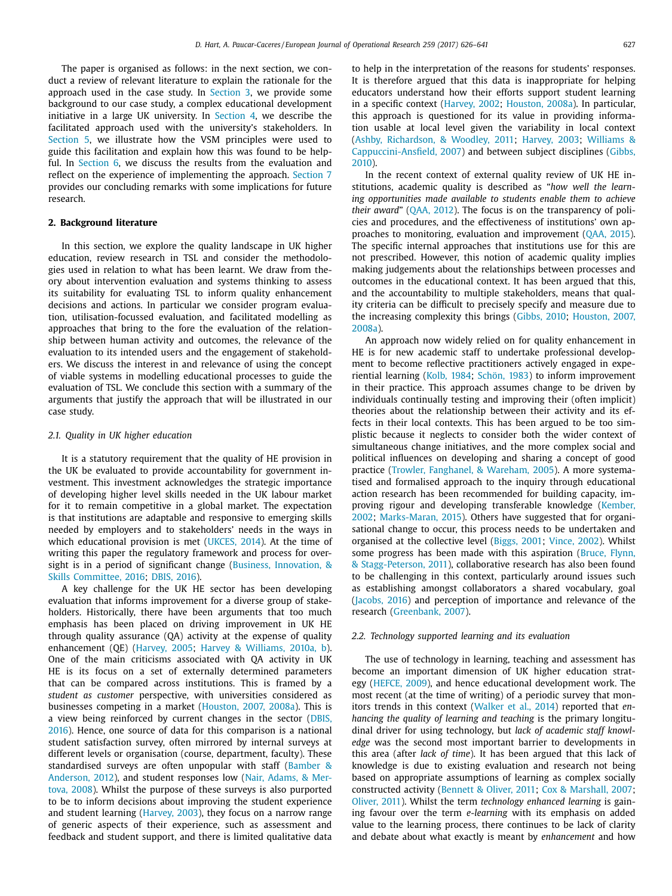The paper is organised as follows: in the next section, we conduct a review of relevant literature to explain the rationale for the approach used in the case study. In Section 3, we provide some background to our case study, a complex educational development initiative in a large UK university. In Section 4, we describe the facilitated approach used with the university's stakeholders. In Section 5, we illustrate how the VSM principles were used to guide this facilitation and explain how this was found to be helpful. In Section 6, we discuss the results from the evaluation and reflect on the experience of implementing the approach. Section 7 provides our concluding remarks with some implications for future research.

## 2. Background literature

In this section, we explore the quality landscape in UK higher education, review research in TSL and consider the methodologies used in relation to what has been learnt. We draw from theory about intervention evaluation and systems thinking to assess its suitability for evaluating TSL to inform quality enhancement decisions and actions. In particular we consider program evaluation, utilisation-focussed evaluation, and facilitated modelling as approaches that bring to the fore the evaluation of the relationship between human activity and outcomes, the relevance of the evaluation to its intended users and the engagement of stakeholders. We discuss the interest in and relevance of using the concept of viable systems in modelling educational processes to guide the evaluation of TSL. We conclude this section with a summary of the arguments that justify the approach that will be illustrated in our case study.

### 2.1. Quality in UK higher education

It is a statutory requirement that the quality of HE provision in the UK be evaluated to provide accountability for government investment. This investment acknowledges the strategic importance of developing higher level skills needed in the UK labour market for it to remain competitive in a global market. The expectation is that institutions are adaptable and responsive to emerging skills needed by employers and to stakeholders' needs in the ways in which educational provision is met (UKCES, 2014). At the time of writing this paper the regulatory framework and process for oversight is in a period of significant change (Business, Innovation, & Skills Committee, 2016; DBIS, 2016).

A key challenge for the UK HE sector has been developing evaluation that informs improvement for a diverse group of stakeholders. Historically, there have been arguments that too much emphasis has been placed on driving improvement in UK HE through quality assurance (QA) activity at the expense of quality enhancement (QE) (Harvey, 2005; Harvey & Williams, 2010a, b). One of the main criticisms associated with QA activity in UK HE is its focus on a set of externally determined parameters that can be compared across institutions. This is framed by a *student as customer* perspective, with universities considered as businesses competing in a market (Houston, 2007, 2008a). This is a view being reinforced by current changes in the sector (DBIS, 2016). Hence, one source of data for this comparison is a national student satisfaction survey, often mirrored by internal surveys at different levels or organisation (course, department, faculty). These standardised surveys are often unpopular with staff (Bamber & Anderson, 2012), and student responses low (Nair, Adams, & Mertova, 2008). Whilst the purpose of these surveys is also purported to be to inform decisions about improving the student experience and student learning (Harvey, 2003), they focus on a narrow range of generic aspects of their experience, such as assessment and feedback and student support, and there is limited qualitative data to help in the interpretation of the reasons for students' responses. It is therefore argued that this data is inappropriate for helping educators understand how their efforts support student learning in a specific context (Harvey, 2002; Houston, 2008a). In particular, this approach is questioned for its value in providing information usable at local level given the variability in local context (Ashby, Richardson, & Woodley, 2011; Harvey, 2003; Williams & Cappuccini-Ansfield, 2007) and between subject disciplines (Gibbs, 2010).

In the recent context of external quality review of UK HE institutions, academic quality is described as "*how well the learning opportunities made available to students enable them to achieve their award*" (QAA, 2012). The focus is on the transparency of policies and procedures, and the effectiveness of institutions' own approaches to monitoring, evaluation and improvement (QAA, 2015). The specific internal approaches that institutions use for this are not prescribed. However, this notion of academic quality implies making judgements about the relationships between processes and outcomes in the educational context. It has been argued that this, and the accountability to multiple stakeholders, means that quality criteria can be difficult to precisely specify and measure due to the increasing complexity this brings (Gibbs, 2010; Houston, 2007, 2008a).

An approach now widely relied on for quality enhancement in HE is for new academic staff to undertake professional development to become reflective practitioners actively engaged in experiential learning (Kolb, 1984; Schön, 1983) to inform improvement in their practice. This approach assumes change to be driven by individuals continually testing and improving their (often implicit) theories about the relationship between their activity and its effects in their local contexts. This has been argued to be too simplistic because it neglects to consider both the wider context of simultaneous change initiatives, and the more complex social and political influences on developing and sharing a concept of good practice (Trowler, Fanghanel, & Wareham, 2005). A more systematised and formalised approach to the inquiry through educational action research has been recommended for building capacity, improving rigour and developing transferable knowledge (Kember, 2002; Marks-Maran, 2015). Others have suggested that for organisational change to occur, this process needs to be undertaken and organised at the collective level (Biggs, 2001; Vince, 2002). Whilst some progress has been made with this aspiration (Bruce, Flynn, & Stagg-Peterson, 2011), collaborative research has also been found to be challenging in this context, particularly around issues such as establishing amongst collaborators a shared vocabulary, goal (Jacobs, 2016) and perception of importance and relevance of the research (Greenbank, 2007).

### 2.2. Technology supported learning and its evaluation

The use of technology in learning, teaching and assessment has become an important dimension of UK higher education strategy (HEFCE, 2009), and hence educational development work. The most recent (at the time of writing) of a periodic survey that monitors trends in this context (Walker et al., 2014) reported that *enhancing the quality of learning and teaching* is the primary longitudinal driver for using technology, but *lack of academic staff knowledge* was the second most important barrier to developments in this area (after *lack of time*). It has been argued that this lack of knowledge is due to existing evaluation and research not being based on appropriate assumptions of learning as complex socially constructed activity (Bennett & Oliver, 2011; Cox & Marshall, 2007; Oliver, 2011). Whilst the term *technology enhanced learning* is gaining favour over the term *e-learning* with its emphasis on added value to the learning process, there continues to be lack of clarity and debate about what exactly is meant by *enhancement* and how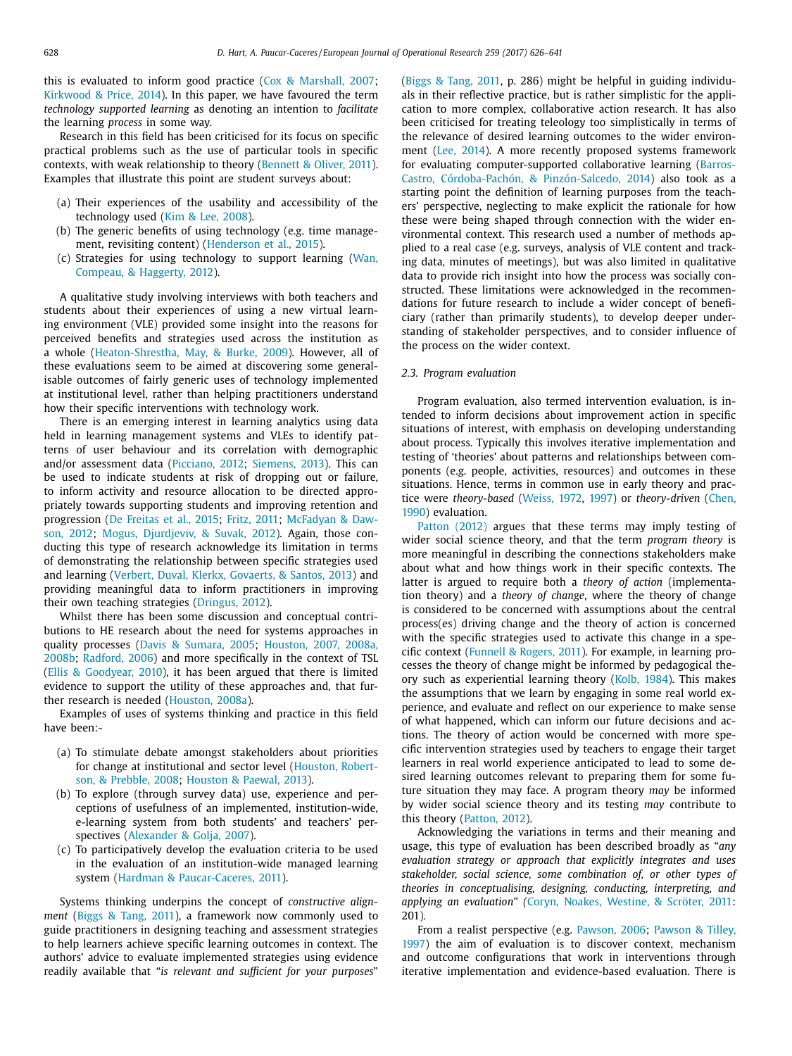this is evaluated to inform good practice (Cox & Marshall, 2007; Kirkwood & Price, 2014). In this paper, we have favoured the term *technology supported learning* as denoting an intention to *facilitate* the learning *process* in some way.

Research in this field has been criticised for its focus on specific practical problems such as the use of particular tools in specific contexts, with weak relationship to theory (Bennett & Oliver, 2011). Examples that illustrate this point are student surveys about:

(a) Their experiences of the usability and accessibility of the technology used (Kim & Lee, 2008).
(b) The generic benefits of using technology (e.g. time management, revisiting content) (Henderson et al., 2015).
(c) Strategies for using technology to support learning (Wan, Compeau, & Haggerty, 2012).

A qualitative study involving interviews with both teachers and students about their experiences of using a new virtual learning environment (VLE) provided some insight into the reasons for perceived benefits and strategies used across the institution as a whole (Heaton-Shrestha, May, & Burke, 2009). However, all of these evaluations seem to be aimed at discovering some generalisable outcomes of fairly generic uses of technology implemented at institutional level, rather than helping practitioners understand how their specific interventions with technology work.

There is an emerging interest in learning analytics using data held in learning management systems and VLEs to identify patterns of user behaviour and its correlation with demographic and/or assessment data (Picciano, 2012; Siemens, 2013). This can be used to indicate students at risk of dropping out or failure, to inform activity and resource allocation to be directed appropriately towards supporting students and improving retention and progression (De Freitas et al., 2015; Fritz, 2011; McFadyan & Dawson, 2012; Mogus, Djurdjeviv, & Suvak, 2012). Again, those conducting this type of research acknowledge its limitation in terms of demonstrating the relationship between specific strategies used and learning (Verbert, Duval, Klerkx, Govaerts, & Santos, 2013) and providing meaningful data to inform practitioners in improving their own teaching strategies (Dringus, 2012).

Whilst there has been some discussion and conceptual contributions to HE research about the need for systems approaches in quality processes (Davis & Sumara, 2005; Houston, 2007, 2008a, 2008b; Radford, 2006) and more specifically in the context of TSL (Ellis & Goodyear, 2010), it has been argued that there is limited evidence to support the utility of these approaches and, that further research is needed (Houston, 2008a).

Examples of uses of systems thinking and practice in this field have been:-

(a) To stimulate debate amongst stakeholders about priorities for change at institutional and sector level (Houston, Robertson, & Prebble, 2008; Houston & Paewal, 2013).
(b) To explore (through survey data) use, experience and perceptions of usefulness of an implemented, institution-wide, e-learning system from both students' and teachers' perspectives (Alexander & Golja, 2007).
(c) To participatively develop the evaluation criteria to be used in the evaluation of an institution-wide managed learning system (Hardman & Paucar-Caceres, 2011).

Systems thinking underpins the concept of *constructive alignment* (Biggs & Tang, 2011), a framework now commonly used to guide practitioners in designing teaching and assessment strategies to help learners achieve specific learning outcomes in context. The authors' advice to evaluate implemented strategies using evidence readily available that "*is relevant and sufficient for your purposes*" (Biggs & Tang, 2011, p. 286) might be helpful in guiding individuals in their reflective practice, but is rather simplistic for the application to more complex, collaborative action research. It has also been criticised for treating teleology too simplistically in terms of the relevance of desired learning outcomes to the wider environment (Lee, 2014). A more recently proposed systems framework for evaluating computer-supported collaborative learning (Barros-Castro, Córdoba-Pachón, & Pinzón-Salcedo, 2014) also took as a starting point the definition of learning purposes from the teachers' perspective, neglecting to make explicit the rationale for how these were being shaped through connection with the wider environmental context. This research used a number of methods applied to a real case (e.g. surveys, analysis of VLE content and tracking data, minutes of meetings), but was also limited in qualitative data to provide rich insight into how the process was socially constructed. These limitations were acknowledged in the recommendations for future research to include a wider concept of beneficiary (rather than primarily students), to develop deeper understanding of stakeholder perspectives, and to consider influence of the process on the wider context.

### 2.3. Program evaluation

Program evaluation, also termed intervention evaluation, is intended to inform decisions about improvement action in specific situations of interest, with emphasis on developing understanding about process. Typically this involves iterative implementation and testing of 'theories' about patterns and relationships between components (e.g. people, activities, resources) and outcomes in these situations. Hence, terms in common use in early theory and practice were *theory-based* (Weiss, 1972, 1997) or *theory-driven* (Chen, 1990) evaluation.

Patton (2012) argues that these terms may imply testing of wider social science theory, and that the term *program theory* is more meaningful in describing the connections stakeholders make about what and how things work in their specific contexts. The latter is argued to require both a *theory of action* (implementation theory) and a *theory of change*, where the theory of change is considered to be concerned with assumptions about the central process(es) driving change and the theory of action is concerned with the specific strategies used to activate this change in a specific context (Funnell & Rogers, 2011). For example, in learning processes the theory of change might be informed by pedagogical theory such as experiential learning theory (Kolb, 1984). This makes the assumptions that we learn by engaging in some real world experience, and evaluate and reflect on our experience to make sense of what happened, which can inform our future decisions and actions. The theory of action would be concerned with more specific intervention strategies used by teachers to engage their target learners in real world experience anticipated to lead to some desired learning outcomes relevant to preparing them for some future situation they may face. A program theory *may* be informed by wider social science theory and its testing *may* contribute to this theory (Patton, 2012).

Acknowledging the variations in terms and their meaning and usage, this type of evaluation has been described broadly as "*any evaluation strategy or approach that explicitly integrates and uses stakeholder, social science, some combination of, or other types of theories in conceptualising, designing, conducting, interpreting, and applying an evaluation*" (Coryn, Noakes, Westine, & Scröter, 2011: 201).

From a realist perspective (e.g. Pawson, 2006; Pawson & Tilley, 1997) the aim of evaluation is to discover context, mechanism and outcome configurations that work in interventions through iterative implementation and evidence-based evaluation. There is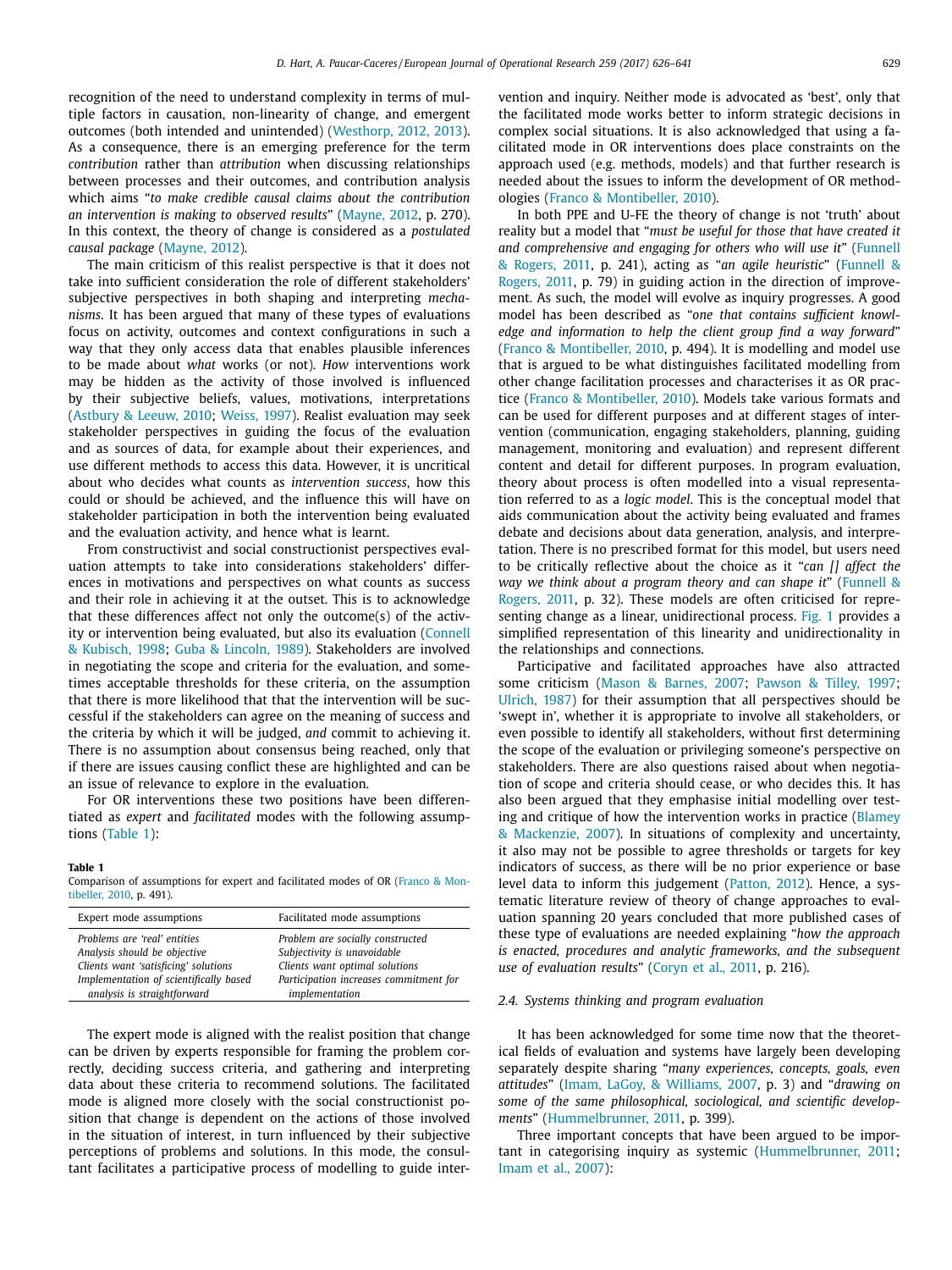recognition of the need to understand complexity in terms of multiple factors in causation, non-linearity of change, and emergent outcomes (both intended and unintended) (Westhorp, 2012, 2013). As a consequence, there is an emerging preference for the term *contribution* rather than *attribution* when discussing relationships between processes and their outcomes, and contribution analysis which aims "*to make credible causal claims about the contribution an intervention is making to observed results*" (Mayne, 2012, p. 270). In this context, the theory of change is considered as a *postulated causal package* (Mayne, 2012).

The main criticism of this realist perspective is that it does not take into sufficient consideration the role of different stakeholders' subjective perspectives in both shaping and interpreting *mechanisms*. It has been argued that many of these types of evaluations focus on activity, outcomes and context configurations in such a way that they only access data that enables plausible inferences to be made about *what* works (or not). *How* interventions work may be hidden as the activity of those involved is influenced by their subjective beliefs, values, motivations, interpretations (Astbury & Leeuw, 2010; Weiss, 1997). Realist evaluation may seek stakeholder perspectives in guiding the focus of the evaluation and as sources of data, for example about their experiences, and use different methods to access this data. However, it is uncritical about who decides what counts as *intervention success*, how this could or should be achieved, and the influence this will have on stakeholder participation in both the intervention being evaluated and the evaluation activity, and hence what is learnt.

From constructivist and social constructionist perspectives evaluation attempts to take into considerations stakeholders' differences in motivations and perspectives on what counts as success and their role in achieving it at the outset. This is to acknowledge that these differences affect not only the outcome(s) of the activity or intervention being evaluated, but also its evaluation (Connell & Kubisch, 1998; Guba & Lincoln, 1989). Stakeholders are involved in negotiating the scope and criteria for the evaluation, and sometimes acceptable thresholds for these criteria, on the assumption that there is more likelihood that that the intervention will be successful if the stakeholders can agree on the meaning of success and the criteria by which it will be judged, *and* commit to achieving it. There is no assumption about consensus being reached, only that if there are issues causing conflict these are highlighted and can be an issue of relevance to explore in the evaluation.

For OR interventions these two positions have been differentiated as *expert* and *facilitated* modes with the following assumptions (Table 1):

**Table 1**
Comparison of assumptions for expert and facilitated modes of OR (Franco & Montibeller, 2010, p. 491).

| Expert mode assumptions | Facilitated mode assumptions |
|---|---|
| *Problems are 'real' entities* | *Problem are socially constructed* |
| *Analysis should be objective* | *Subjectivity is unavoidable* |
| *Clients want 'satisficing' solutions* | *Clients want optimal solutions* |
| *Implementation of scientifically based analysis is straightforward* | *Participation increases commitment for implementation* |

The expert mode is aligned with the realist position that change can be driven by experts responsible for framing the problem correctly, deciding success criteria, and gathering and interpreting data about these criteria to recommend solutions. The facilitated mode is aligned more closely with the social constructionist position that change is dependent on the actions of those involved in the situation of interest, in turn influenced by their subjective perceptions of problems and solutions. In this mode, the consultant facilitates a participative process of modelling to guide intervention and inquiry. Neither mode is advocated as 'best', only that the facilitated mode works better to inform strategic decisions in complex social situations. It is also acknowledged that using a facilitated mode in OR interventions does place constraints on the approach used (e.g. methods, models) and that further research is needed about the issues to inform the development of OR methodologies (Franco & Montibeller, 2010).

In both PPE and U-FE the theory of change is not 'truth' about reality but a model that "*must be useful for those that have created it and comprehensive and engaging for others who will use it*" (Funnell & Rogers, 2011, p. 241), acting as "*an agile heuristic*" (Funnell & Rogers, 2011, p. 79) in guiding action in the direction of improvement. As such, the model will evolve as inquiry progresses. A good model has been described as "*one that contains sufficient knowledge and information to help the client group find a way forward*" (Franco & Montibeller, 2010, p. 494). It is modelling and model use that is argued to be what distinguishes facilitated modelling from other change facilitation processes and characterises it as OR practice (Franco & Montibeller, 2010). Models take various formats and can be used for different purposes and at different stages of intervention (communication, engaging stakeholders, planning, guiding management, monitoring and evaluation) and represent different content and detail for different purposes. In program evaluation, theory about process is often modelled into a visual representation referred to as a *logic model*. This is the conceptual model that aids communication about the activity being evaluated and frames debate and decisions about data generation, analysis, and interpretation. There is no prescribed format for this model, but users need to be critically reflective about the choice as it "*can [] affect the way we think about a program theory and can shape it*" (Funnell & Rogers, 2011, p. 32). These models are often criticised for representing change as a linear, unidirectional process. Fig. 1 provides a simplified representation of this linearity and unidirectionality in the relationships and connections.

Participative and facilitated approaches have also attracted some criticism (Mason & Barnes, 2007; Pawson & Tilley, 1997; Ulrich, 1987) for their assumption that all perspectives should be 'swept in', whether it is appropriate to involve all stakeholders, or even possible to identify all stakeholders, without first determining the scope of the evaluation or privileging someone's perspective on stakeholders. There are also questions raised about when negotiation of scope and criteria should cease, or who decides this. It has also been argued that they emphasise initial modelling over testing and critique of how the intervention works in practice (Blamey & Mackenzie, 2007). In situations of complexity and uncertainty, it also may not be possible to agree thresholds or targets for key indicators of success, as there will be no prior experience or base level data to inform this judgement (Patton, 2012). Hence, a systematic literature review of theory of change approaches to evaluation spanning 20 years concluded that more published cases of these type of evaluations are needed explaining "*how the approach is enacted, procedures and analytic frameworks, and the subsequent use of evaluation results*" (Coryn et al., 2011, p. 216).

### *2.4. Systems thinking and program evaluation*

It has been acknowledged for some time now that the theoretical fields of evaluation and systems have largely been developing separately despite sharing "*many experiences, concepts, goals, even attitudes*" (Imam, LaGoy, & Williams, 2007, p. 3) and "*drawing on some of the same philosophical, sociological, and scientific developments*" (Hummelbrunner, 2011, p. 399).

Three important concepts that have been argued to be important in categorising inquiry as systemic (Hummelbrunner, 2011; Imam et al., 2007):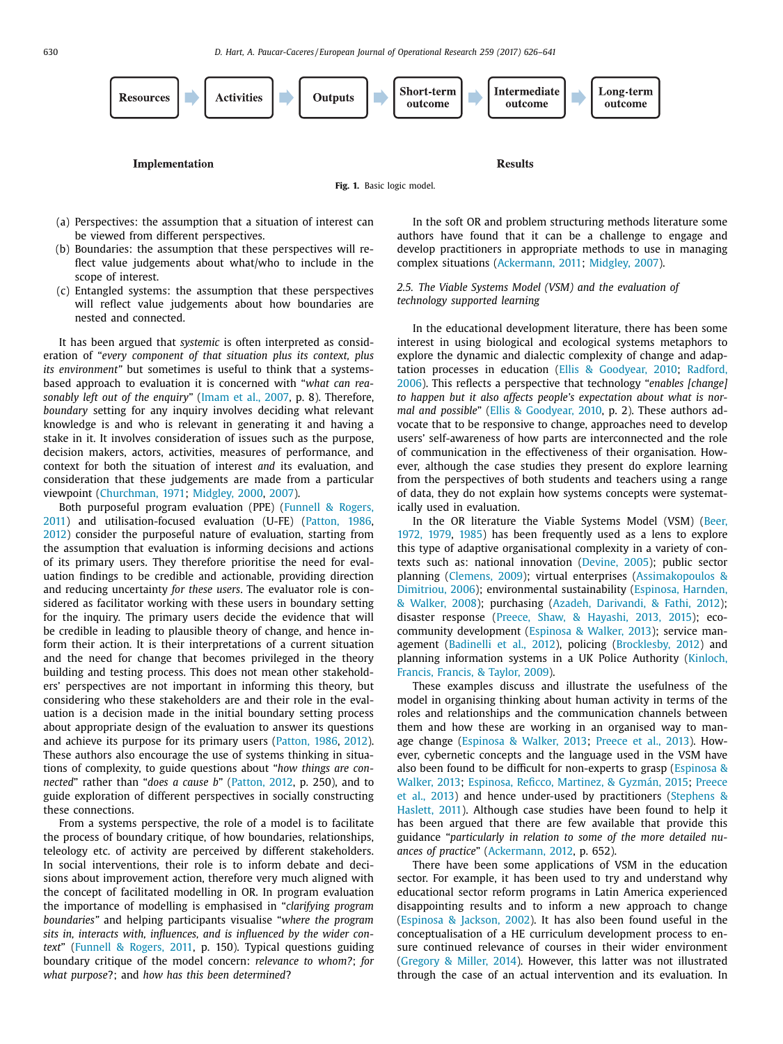Resources → Activities → Outputs → Short-term outcome → Intermediate outcome → Long-term outcome

Implementation | Results

**Fig. 1.** Basic logic model.

(a) Perspectives: the assumption that a situation of interest can be viewed from different perspectives.
(b) Boundaries: the assumption that these perspectives will reflect value judgements about what/who to include in the scope of interest.
(c) Entangled systems: the assumption that these perspectives will reflect value judgements about how boundaries are nested and connected.

It has been argued that *systemic* is often interpreted as consideration of "*every component of that situation plus its context, plus its environment*" but sometimes is useful to think that a systems-based approach to evaluation it is concerned with "*what can reasonably left out of the enquiry*" (Imam et al., 2007, p. 8). Therefore, *boundary* setting for any inquiry involves deciding what relevant knowledge is and who is relevant in generating it and having a stake in it. It involves consideration of issues such as the purpose, decision makers, actors, activities, measures of performance, and context for both the situation of interest *and* its evaluation, and consideration that these judgements are made from a particular viewpoint (Churchman, 1971; Midgley, 2000, 2007).

Both purposeful program evaluation (PPE) (Funnell & Rogers, 2011) and utilisation-focused evaluation (U-FE) (Patton, 1986, 2012) consider the purposeful nature of evaluation, starting from the assumption that evaluation is informing decisions and actions of its primary users. They therefore prioritise the need for evaluation findings to be credible and actionable, providing direction and reducing uncertainty *for these users*. The evaluator role is considered as facilitator working with these users in boundary setting for the inquiry. The primary users decide the evidence that will be credible in leading to plausible theory of change, and hence inform their action. It is their interpretations of a current situation and the need for change that becomes privileged in the theory building and testing process. This does not mean other stakeholders' perspectives are not important in informing this theory, but considering who these stakeholders are and their role in the evaluation is a decision made in the initial boundary setting process about appropriate design of the evaluation to answer its questions and achieve its purpose for its primary users (Patton, 1986, 2012). These authors also encourage the use of systems thinking in situations of complexity, to guide questions about "*how things are connected*" rather than "*does a cause b*" (Patton, 2012, p. 250), and to guide exploration of different perspectives in socially constructing these connections.

From a systems perspective, the role of a model is to facilitate the process of boundary critique, of how boundaries, relationships, teleology etc. of activity are perceived by different stakeholders. In social interventions, their role is to inform debate and decisions about improvement action, therefore very much aligned with the concept of facilitated modelling in OR. In program evaluation the importance of modelling is emphasised in "*clarifying program boundaries*" and helping participants visualise "*where the program sits in, interacts with, influences, and is influenced by the wider context*" (Funnell & Rogers, 2011, p. 150). Typical questions guiding boundary critique of the model concern: *relevance to whom?*; *for what purpose*?; and *how has this been determined*?

In the soft OR and problem structuring methods literature some authors have found that it can be a challenge to engage and develop practitioners in appropriate methods to use in managing complex situations (Ackermann, 2011; Midgley, 2007).

### 2.5. The Viable Systems Model (VSM) and the evaluation of technology supported learning

In the educational development literature, there has been some interest in using biological and ecological systems metaphors to explore the dynamic and dialectic complexity of change and adaptation processes in education (Ellis & Goodyear, 2010; Radford, 2006). This reflects a perspective that technology "*enables [change] to happen but it also affects people's expectation about what is normal and possible*" (Ellis & Goodyear, 2010, p. 2). These authors advocate that to be responsive to change, approaches need to develop users' self-awareness of how parts are interconnected and the role of communication in the effectiveness of their organisation. However, although the case studies they present do explore learning from the perspectives of both students and teachers using a range of data, they do not explain how systems concepts were systematically used in evaluation.

In the OR literature the Viable Systems Model (VSM) (Beer, 1972, 1979, 1985) has been frequently used as a lens to explore this type of adaptive organisational complexity in a variety of contexts such as: national innovation (Devine, 2005); public sector planning (Clemens, 2009); virtual enterprises (Assimakopoulos & Dimitriou, 2006); environmental sustainability (Espinosa, Harnden, & Walker, 2008); purchasing (Azadeh, Darivandi, & Fathi, 2012); disaster response (Preece, Shaw, & Hayashi, 2013, 2015); eco-community development (Espinosa & Walker, 2013); service management (Badinelli et al., 2012), policing (Brocklesby, 2012) and planning information systems in a UK Police Authority (Kinloch, Francis, Francis, & Taylor, 2009).

These examples discuss and illustrate the usefulness of the model in organising thinking about human activity in terms of the roles and relationships and the communication channels between them and how these are working in an organised way to manage change (Espinosa & Walker, 2013; Preece et al., 2013). However, cybernetic concepts and the language used in the VSM have also been found to be difficult for non-experts to grasp (Espinosa & Walker, 2013; Espinosa, Reficco, Martinez, & Guzmán, 2015; Preece et al., 2013) and hence under-used by practitioners (Stephens & Haslett, 2011). Although case studies have been found to help it has been argued that there are few available that provide this guidance "*particularly in relation to some of the more detailed nuances of practice*" (Ackermann, 2012, p. 652).

There have been some applications of VSM in the education sector. For example, it has been used to try and understand why educational sector reform programs in Latin America experienced disappointing results and to inform a new approach to change (Espinosa & Jackson, 2002). It has also been found useful in the conceptualisation of a HE curriculum development process to ensure continued relevance of courses in their wider environment (Gregory & Miller, 2014). However, this latter was not illustrated through the case of an actual intervention and its evaluation. In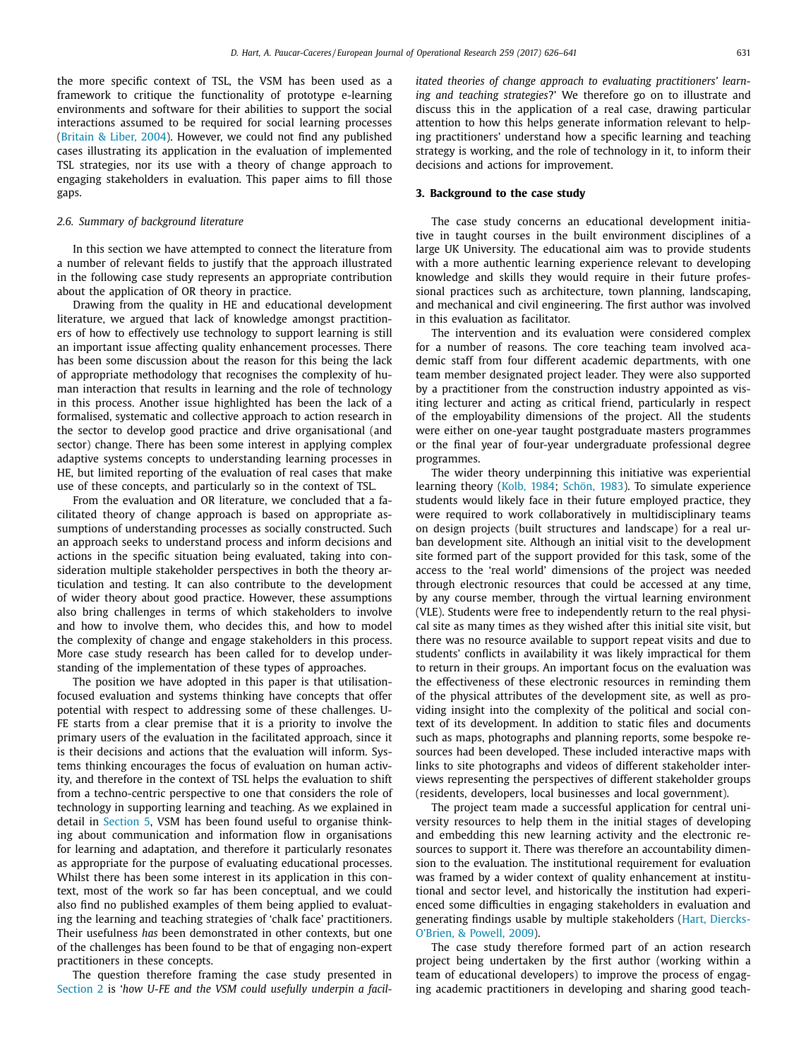the more specific context of TSL, the VSM has been used as a framework to critique the functionality of prototype e-learning environments and software for their abilities to support the social interactions assumed to be required for social learning processes (Britain & Liber, 2004). However, we could not find any published cases illustrating its application in the evaluation of implemented TSL strategies, nor its use with a theory of change approach to engaging stakeholders in evaluation. This paper aims to fill those gaps.

### 2.6. Summary of background literature

In this section we have attempted to connect the literature from a number of relevant fields to justify that the approach illustrated in the following case study represents an appropriate contribution about the application of OR theory in practice.

Drawing from the quality in HE and educational development literature, we argued that lack of knowledge amongst practitioners of how to effectively use technology to support learning is still an important issue affecting quality enhancement processes. There has been some discussion about the reason for this being the lack of appropriate methodology that recognises the complexity of human interaction that results in learning and the role of technology in this process. Another issue highlighted has been the lack of a formalised, systematic and collective approach to action research in the sector to develop good practice and drive organisational (and sector) change. There has been some interest in applying complex adaptive systems concepts to understanding learning processes in HE, but limited reporting of the evaluation of real cases that make use of these concepts, and particularly so in the context of TSL.

From the evaluation and OR literature, we concluded that a facilitated theory of change approach is based on appropriate assumptions of understanding processes as socially constructed. Such an approach seeks to understand process and inform decisions and actions in the specific situation being evaluated, taking into consideration multiple stakeholder perspectives in both the theory articulation and testing. It can also contribute to the development of wider theory about good practice. However, these assumptions also bring challenges in terms of which stakeholders to involve and how to involve them, who decides this, and how to model the complexity of change and engage stakeholders in this process. More case study research has been called for to develop understanding of the implementation of these types of approaches.

The position we have adopted in this paper is that utilisation-focused evaluation and systems thinking have concepts that offer potential with respect to addressing some of these challenges. U-FE starts from a clear premise that it is a priority to involve the primary users of the evaluation in the facilitated approach, since it is their decisions and actions that the evaluation will inform. Systems thinking encourages the focus of evaluation on human activity, and therefore in the context of TSL helps the evaluation to shift from a techno-centric perspective to one that considers the role of technology in supporting learning and teaching. As we explained in detail in Section 5, VSM has been found useful to organise thinking about communication and information flow in organisations for learning and adaptation, and therefore it particularly resonates as appropriate for the purpose of evaluating educational processes. Whilst there has been some interest in its application in this context, most of the work so far has been conceptual, and we could also find no published examples of them being applied to evaluating the learning and teaching strategies of 'chalk face' practitioners. Their usefulness *has* been demonstrated in other contexts, but one of the challenges has been found to be that of engaging non-expert practitioners in these concepts.

The question therefore framing the case study presented in Section 2 is '*how U-FE and the VSM could usefully underpin a facilitated theories of change approach to evaluating practitioners' learning and teaching strategies*?' We therefore go on to illustrate and discuss this in the application of a real case, drawing particular attention to how this helps generate information relevant to helping practitioners' understand how a specific learning and teaching strategy is working, and the role of technology in it, to inform their decisions and actions for improvement.

## 3. Background to the case study

The case study concerns an educational development initiative in taught courses in the built environment disciplines of a large UK University. The educational aim was to provide students with a more authentic learning experience relevant to developing knowledge and skills they would require in their future professional practices such as architecture, town planning, landscaping, and mechanical and civil engineering. The first author was involved in this evaluation as facilitator.

The intervention and its evaluation were considered complex for a number of reasons. The core teaching team involved academic staff from four different academic departments, with one team member designated project leader. They were also supported by a practitioner from the construction industry appointed as visiting lecturer and acting as critical friend, particularly in respect of the employability dimensions of the project. All the students were either on one-year taught postgraduate masters programmes or the final year of four-year undergraduate professional degree programmes.

The wider theory underpinning this initiative was experiential learning theory (Kolb, 1984; Schön, 1983). To simulate experience students would likely face in their future employed practice, they were required to work collaboratively in multidisciplinary teams on design projects (built structures and landscape) for a real urban development site. Although an initial visit to the development site formed part of the support provided for this task, some of the access to the 'real world' dimensions of the project was needed through electronic resources that could be accessed at any time, by any course member, through the virtual learning environment (VLE). Students were free to independently return to the real physical site as many times as they wished after this initial site visit, but there was no resource available to support repeat visits and due to students' conflicts in availability it was likely impractical for them to return in their groups. An important focus on the evaluation was the effectiveness of these electronic resources in reminding them of the physical attributes of the development site, as well as providing insight into the complexity of the political and social context of its development. In addition to static files and documents such as maps, photographs and planning reports, some bespoke resources had been developed. These included interactive maps with links to site photographs and videos of different stakeholder interviews representing the perspectives of different stakeholder groups (residents, developers, local businesses and local government).

The project team made a successful application for central university resources to help them in the initial stages of developing and embedding this new learning activity and the electronic resources to support it. There was therefore an accountability dimension to the evaluation. The institutional requirement for evaluation was framed by a wider context of quality enhancement at institutional and sector level, and historically the institution had experienced some difficulties in engaging stakeholders in evaluation and generating findings usable by multiple stakeholders (Hart, Diercks-O'Brien, & Powell, 2009).

The case study therefore formed part of an action research project being undertaken by the first author (working within a team of educational developers) to improve the process of engaging academic practitioners in developing and sharing good teach-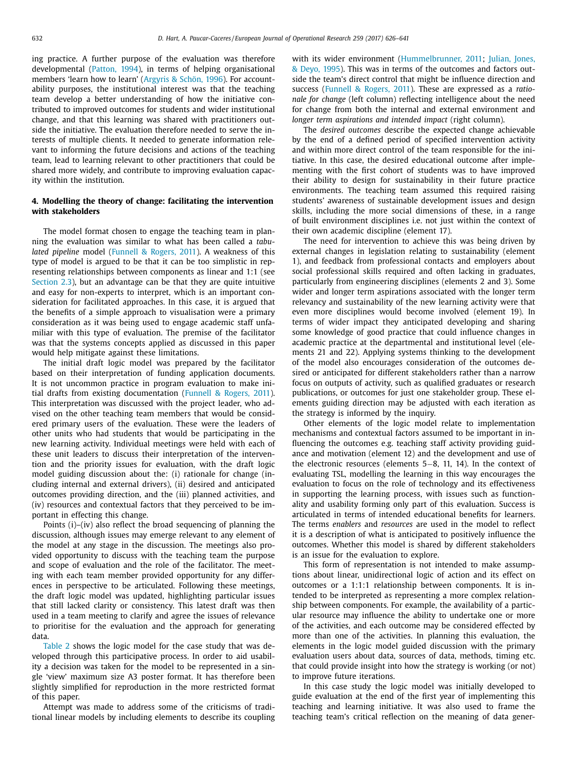ing practice. A further purpose of the evaluation was therefore developmental (Patton, 1994), in terms of helping organisational members 'learn how to learn' (Argyris & Schön, 1996). For accountability purposes, the institutional interest was that the teaching team develop a better understanding of how the initiative contributed to improved outcomes for students and wider institutional change, and that this learning was shared with practitioners outside the initiative. The evaluation therefore needed to serve the interests of multiple clients. It needed to generate information relevant to informing the future decisions and actions of the teaching team, lead to learning relevant to other practitioners that could be shared more widely, and contribute to improving evaluation capacity within the institution.

## 4. Modelling the theory of change: facilitating the intervention with stakeholders

The model format chosen to engage the teaching team in planning the evaluation was similar to what has been called a *tabulated pipeline* model (Funnell & Rogers, 2011). A weakness of this type of model is argued to be that it can be too simplistic in representing relationships between components as linear and 1:1 (see Section 2.3), but an advantage can be that they are quite intuitive and easy for non-experts to interpret, which is an important consideration for facilitated approaches. In this case, it is argued that the benefits of a simple approach to visualisation were a primary consideration as it was being used to engage academic staff unfamiliar with this type of evaluation. The premise of the facilitator was that the systems concepts applied as discussed in this paper would help mitigate against these limitations.

The initial draft logic model was prepared by the facilitator based on their interpretation of funding application documents. It is not uncommon practice in program evaluation to make initial drafts from existing documentation (Funnell & Rogers, 2011). This interpretation was discussed with the project leader, who advised on the other teaching team members that would be considered primary users of the evaluation. These were the leaders of other units who had students that would be participating in the new learning activity. Individual meetings were held with each of these unit leaders to discuss their interpretation of the intervention and the priority issues for evaluation, with the draft logic model guiding discussion about the: (i) rationale for change (including internal and external drivers), (ii) desired and anticipated outcomes providing direction, and the (iii) planned activities, and (iv) resources and contextual factors that they perceived to be important in effecting this change.

Points (i)–(iv) also reflect the broad sequencing of planning the discussion, although issues may emerge relevant to any element of the model at any stage in the discussion. The meetings also provided opportunity to discuss with the teaching team the purpose and scope of evaluation and the role of the facilitator. The meeting with each team member provided opportunity for any differences in perspective to be articulated. Following these meetings, the draft logic model was updated, highlighting particular issues that still lacked clarity or consistency. This latest draft was then used in a team meeting to clarify and agree the issues of relevance to prioritise for the evaluation and the approach for generating data.

Table 2 shows the logic model for the case study that was developed through this participative process. In order to aid usability a decision was taken for the model to be represented in a single 'view' maximum size A3 poster format. It has therefore been slightly simplified for reproduction in the more restricted format of this paper.

Attempt was made to address some of the criticisms of traditional linear models by including elements to describe its coupling with its wider environment (Hummelbrunner, 2011; Julian, Jones, & Deyo, 1995). This was in terms of the outcomes and factors outside the team's direct control that might be influence direction and success (Funnell & Rogers, 2011). These are expressed as a *rationale for change* (left column) reflecting intelligence about the need for change from both the internal and external environment and *longer term aspirations and intended impact* (right column).

The *desired outcomes* describe the expected change achievable by the end of a defined period of specified intervention activity and within more direct control of the team responsible for the initiative. In this case, the desired educational outcome after implementing with the first cohort of students was to have improved their ability to design for sustainability in their future practice environments. The teaching team assumed this required raising students' awareness of sustainable development issues and design skills, including the more social dimensions of these, in a range of built environment disciplines i.e. not just within the context of their own academic discipline (element 17).

The need for intervention to achieve this was being driven by external changes in legislation relating to sustainability (element 1), and feedback from professional contacts and employers about social professional skills required and often lacking in graduates, particularly from engineering disciplines (elements 2 and 3). Some wider and longer term aspirations associated with the longer term relevancy and sustainability of the new learning activity were that even more disciplines would become involved (element 19). In terms of wider impact they anticipated developing and sharing some knowledge of good practice that could influence changes in academic practice at the departmental and institutional level (elements 21 and 22). Applying systems thinking to the development of the model also encourages consideration of the outcomes desired or anticipated for different stakeholders rather than a narrow focus on outputs of activity, such as qualified graduates or research publications, or outcomes for just one stakeholder group. These elements guiding direction may be adjusted with each iteration as the strategy is informed by the inquiry.

Other elements of the logic model relate to implementation mechanisms and contextual factors assumed to be important in influencing the outcomes e.g. teaching staff activity providing guidance and motivation (element 12) and the development and use of the electronic resources (elements 5–8, 11, 14). In the context of evaluating TSL, modelling the learning in this way encourages the evaluation to focus on the role of technology and its effectiveness in supporting the learning process, with issues such as functionality and usability forming only part of this evaluation. Success is articulated in terms of intended educational benefits for learners. The terms *enablers* and *resources* are used in the model to reflect it is a description of what is anticipated to positively influence the outcomes. Whether this model is shared by different stakeholders is an issue for the evaluation to explore.

This form of representation is not intended to make assumptions about linear, unidirectional logic of action and its effect on outcomes or a 1:1:1 relationship between components. It is intended to be interpreted as representing a more complex relationship between components. For example, the availability of a particular resource may influence the ability to undertake one or more of the activities, and each outcome may be considered effected by more than one of the activities. In planning this evaluation, the elements in the logic model guided discussion with the primary evaluation users about data, sources of data, methods, timing etc. that could provide insight into how the strategy is working (or not) to improve future iterations.

In this case study the logic model was initially developed to guide evaluation at the end of the first year of implementing this teaching and learning initiative. It was also used to frame the teaching team's critical reflection on the meaning of data gener-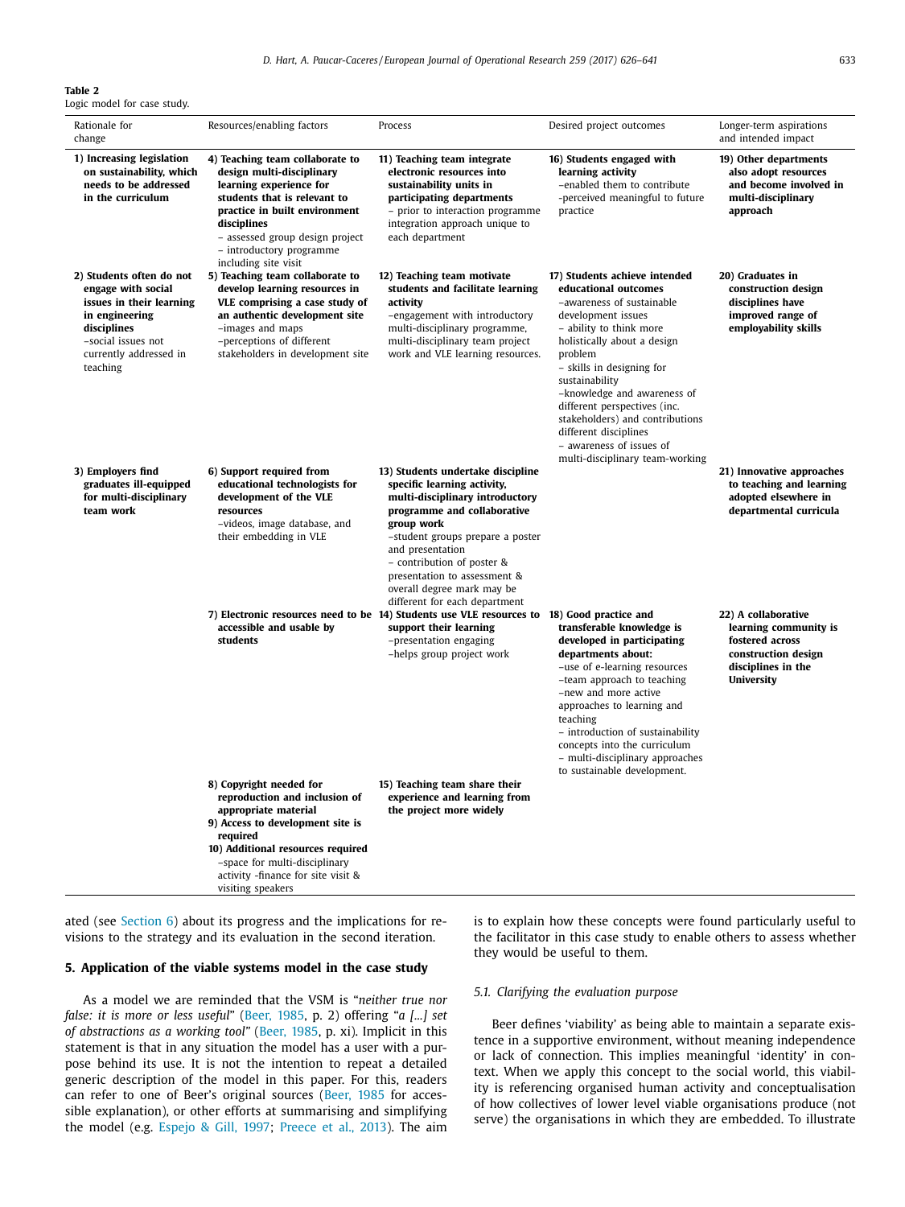**Table 2**
Logic model for case study.

| Rationale for change | Resources/enabling factors | Process | Desired project outcomes | Longer-term aspirations and intended impact |
|---|---|---|---|---|
| **1) Increasing legislation on sustainability, which needs to be addressed in the curriculum** | **4) Teaching team collaborate to design multi-disciplinary learning experience for students that is relevant to practice in built environment disciplines** – assessed group design project – introductory programme including site visit | **11) Teaching team integrate electronic resources into sustainability units in participating departments** – prior to interaction programme integration approach unique to each department | **16) Students engaged with learning activity** –enabled them to contribute -perceived meaningful to future practice | **19) Other departments also adopt resources and become involved in multi-disciplinary approach** |
| **2) Students often do not engage with social issues in their learning in engineering disciplines** –social issues not currently addressed in teaching | **5) Teaching team collaborate to develop learning resources in VLE comprising a case study of an authentic development site** –images and maps –perceptions of different stakeholders in development site | **12) Teaching team motivate students and facilitate learning activity** –engagement with introductory multi-disciplinary programme, multi-disciplinary team project work and VLE learning resources. | **17) Students achieve intended educational outcomes** –awareness of sustainable development issues – ability to think more holistically about a design problem – skills in designing for sustainability –knowledge and awareness of different perspectives (inc. stakeholders) and contributions different disciplines – awareness of issues of multi-disciplinary team-working | **20) Graduates in construction design disciplines have improved range of employability skills** |
| **3) Employers find graduates ill-equipped for multi-disciplinary team work** | **6) Support required from educational technologists for development of the VLE resources** –videos, image database, and their embedding in VLE | **13) Students undertake discipline specific learning activity, multi-disciplinary introductory programme and collaborative group work** –student groups prepare a poster and presentation – contribution of poster & presentation to assessment & overall degree mark may be different for each department | | **21) Innovative approaches to teaching and learning adopted elsewhere in departmental curricula** |
| | **7) Electronic resources need to be accessible and usable by students** | **14) Students use VLE resources to support their learning** –presentation engaging –helps group project work | **18) Good practice and transferable knowledge is developed in participating departments about:** –use of e-learning resources –team approach to teaching –new and more active approaches to learning and teaching – introduction of sustainability concepts into the curriculum – multi-disciplinary approaches to sustainable development. | **22) A collaborative learning community is fostered across construction design disciplines in the University** |
| | **8) Copyright needed for reproduction and inclusion of appropriate material** **9) Access to development site is required** **10) Additional resources required** –space for multi-disciplinary activity -finance for site visit & visiting speakers | **15) Teaching team share their experience and learning from the project more widely** | | |

ated (see Section 6) about its progress and the implications for revisions to the strategy and its evaluation in the second iteration.

## 5. Application of the viable systems model in the case study

As a model we are reminded that the VSM is "*neither true nor false: it is more or less useful*" (Beer, 1985, p. 2) offering "*a [...] set of abstractions as a working tool*" (Beer, 1985, p. xi). Implicit in this statement is that in any situation the model has a user with a purpose behind its use. It is not the intention to repeat a detailed generic description of the model in this paper. For this, readers can refer to one of Beer's original sources (Beer, 1985 for accessible explanation), or other efforts at summarising and simplifying the model (e.g. Espejo & Gill, 1997; Preece et al., 2013). The aim is to explain how these concepts were found particularly useful to the facilitator in this case study to enable others to assess whether they would be useful to them.

### *5.1. Clarifying the evaluation purpose*

Beer defines 'viability' as being able to maintain a separate existence in a supportive environment, without meaning independence or lack of connection. This implies meaningful 'identity' in context. When we apply this concept to the social world, this viability is referencing organised human activity and conceptualisation of how collectives of lower level viable organisations produce (not serve) the organisations in which they are embedded. To illustrate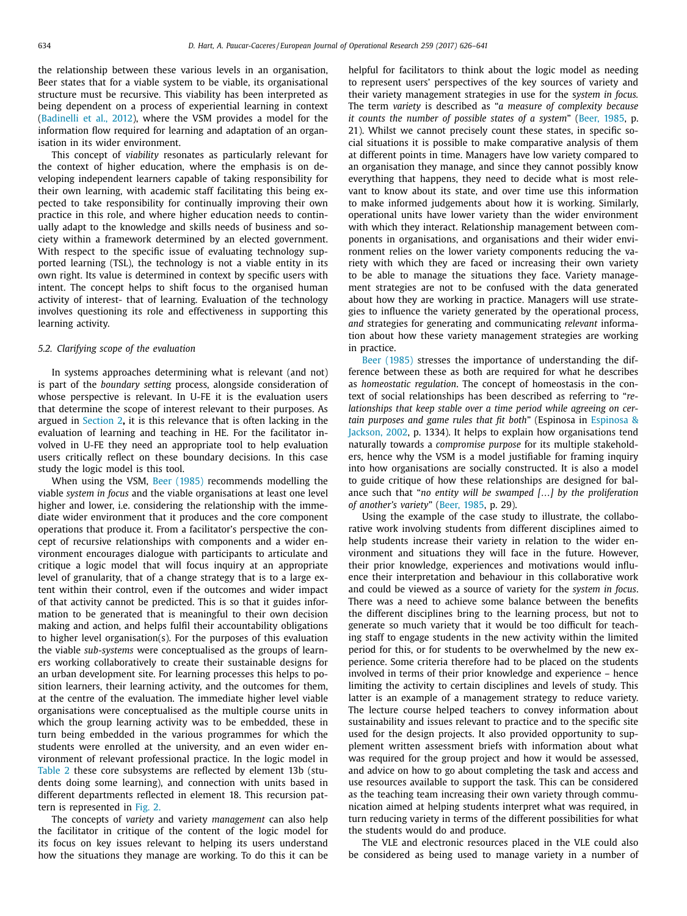the relationship between these various levels in an organisation, Beer states that for a viable system to be viable, its organisational structure must be recursive. This viability has been interpreted as being dependent on a process of experiential learning in context (Badinelli et al., 2012), where the VSM provides a model for the information flow required for learning and adaptation of an organisation in its wider environment.

This concept of *viability* resonates as particularly relevant for the context of higher education, where the emphasis is on developing independent learners capable of taking responsibility for their own learning, with academic staff facilitating this being expected to take responsibility for continually improving their own practice in this role, and where higher education needs to continually adapt to the knowledge and skills needs of business and society within a framework determined by an elected government. With respect to the specific issue of evaluating technology supported learning (TSL), the technology is not a viable entity in its own right. Its value is determined in context by specific users with intent. The concept helps to shift focus to the organised human activity of interest- that of learning. Evaluation of the technology involves questioning its role and effectiveness in supporting this learning activity.

### 5.2. Clarifying scope of the evaluation

In systems approaches determining what is relevant (and not) is part of the *boundary setting* process, alongside consideration of whose perspective is relevant. In U-FE it is the evaluation users that determine the scope of interest relevant to their purposes. As argued in Section 2**,** it is this relevance that is often lacking in the evaluation of learning and teaching in HE. For the facilitator involved in U-FE they need an appropriate tool to help evaluation users critically reflect on these boundary decisions. In this case study the logic model is this tool.

When using the VSM, Beer (1985) recommends modelling the viable *system in focus* and the viable organisations at least one level higher and lower, i.e. considering the relationship with the immediate wider environment that it produces and the core component operations that produce it. From a facilitator's perspective the concept of recursive relationships with components and a wider environment encourages dialogue with participants to articulate and critique a logic model that will focus inquiry at an appropriate level of granularity, that of a change strategy that is to a large extent within their control, even if the outcomes and wider impact of that activity cannot be predicted. This is so that it guides information to be generated that is meaningful to their own decision making and action, and helps fulfil their accountability obligations to higher level organisation(s). For the purposes of this evaluation the viable *sub-systems* were conceptualised as the groups of learners working collaboratively to create their sustainable designs for an urban development site. For learning processes this helps to position learners, their learning activity, and the outcomes for them, at the centre of the evaluation. The immediate higher level viable organisations were conceptualised as the multiple course units in which the group learning activity was to be embedded, these in turn being embedded in the various programmes for which the students were enrolled at the university, and an even wider environment of relevant professional practice. In the logic model in Table 2 these core subsystems are reflected by element 13b (students doing some learning), and connection with units based in different departments reflected in element 18. This recursion pattern is represented in Fig. 2.

The concepts of *variety* and variety *management* can also help the facilitator in critique of the content of the logic model for its focus on key issues relevant to helping its users understand how the situations they manage are working. To do this it can be helpful for facilitators to think about the logic model as needing to represent users' perspectives of the key sources of variety and their variety management strategies in use for the *system in focus.* The term *variety* is described as "*a measure of complexity because it counts the number of possible states of a system*" (Beer, 1985, p. 21). Whilst we cannot precisely count these states, in specific social situations it is possible to make comparative analysis of them at different points in time. Managers have low variety compared to an organisation they manage, and since they cannot possibly know everything that happens, they need to decide what is most relevant to know about its state, and over time use this information to make informed judgements about how it is working. Similarly, operational units have lower variety than the wider environment with which they interact. Relationship management between components in organisations, and organisations and their wider environment relies on the lower variety components reducing the variety with which they are faced or increasing their own variety to be able to manage the situations they face. Variety management strategies are not to be confused with the data generated about how they are working in practice. Managers will use strategies to influence the variety generated by the operational process, *and* strategies for generating and communicating *relevant* information about how these variety management strategies are working in practice.

Beer (1985) stresses the importance of understanding the difference between these as both are required for what he describes as *homeostatic regulation*. The concept of homeostasis in the context of social relationships has been described as referring to "*relationships that keep stable over a time period while agreeing on certain purposes and game rules that fit both*" (Espinosa in Espinosa & Jackson, 2002, p. 1334). It helps to explain how organisations tend naturally towards a *compromise purpose* for its multiple stakeholders, hence why the VSM is a model justifiable for framing inquiry into how organisations are socially constructed. It is also a model to guide critique of how these relationships are designed for balance such that "*no entity will be swamped […] by the proliferation of another's variety*" (Beer, 1985, p. 29).

Using the example of the case study to illustrate, the collaborative work involving students from different disciplines aimed to help students increase their variety in relation to the wider environment and situations they will face in the future. However, their prior knowledge, experiences and motivations would influence their interpretation and behaviour in this collaborative work and could be viewed as a source of variety for the *system in focus*. There was a need to achieve some balance between the benefits the different disciplines bring to the learning process, but not to generate so much variety that it would be too difficult for teaching staff to engage students in the new activity within the limited period for this, or for students to be overwhelmed by the new experience. Some criteria therefore had to be placed on the students involved in terms of their prior knowledge and experience – hence limiting the activity to certain disciplines and levels of study. This latter is an example of a management strategy to reduce variety. The lecture course helped teachers to convey information about sustainability and issues relevant to practice and to the specific site used for the design projects. It also provided opportunity to supplement written assessment briefs with information about what was required for the group project and how it would be assessed, and advice on how to go about completing the task and access and use resources available to support the task. This can be considered as the teaching team increasing their own variety through communication aimed at helping students interpret what was required, in turn reducing variety in terms of the different possibilities for what the students would do and produce.

The VLE and electronic resources placed in the VLE could also be considered as being used to manage variety in a number of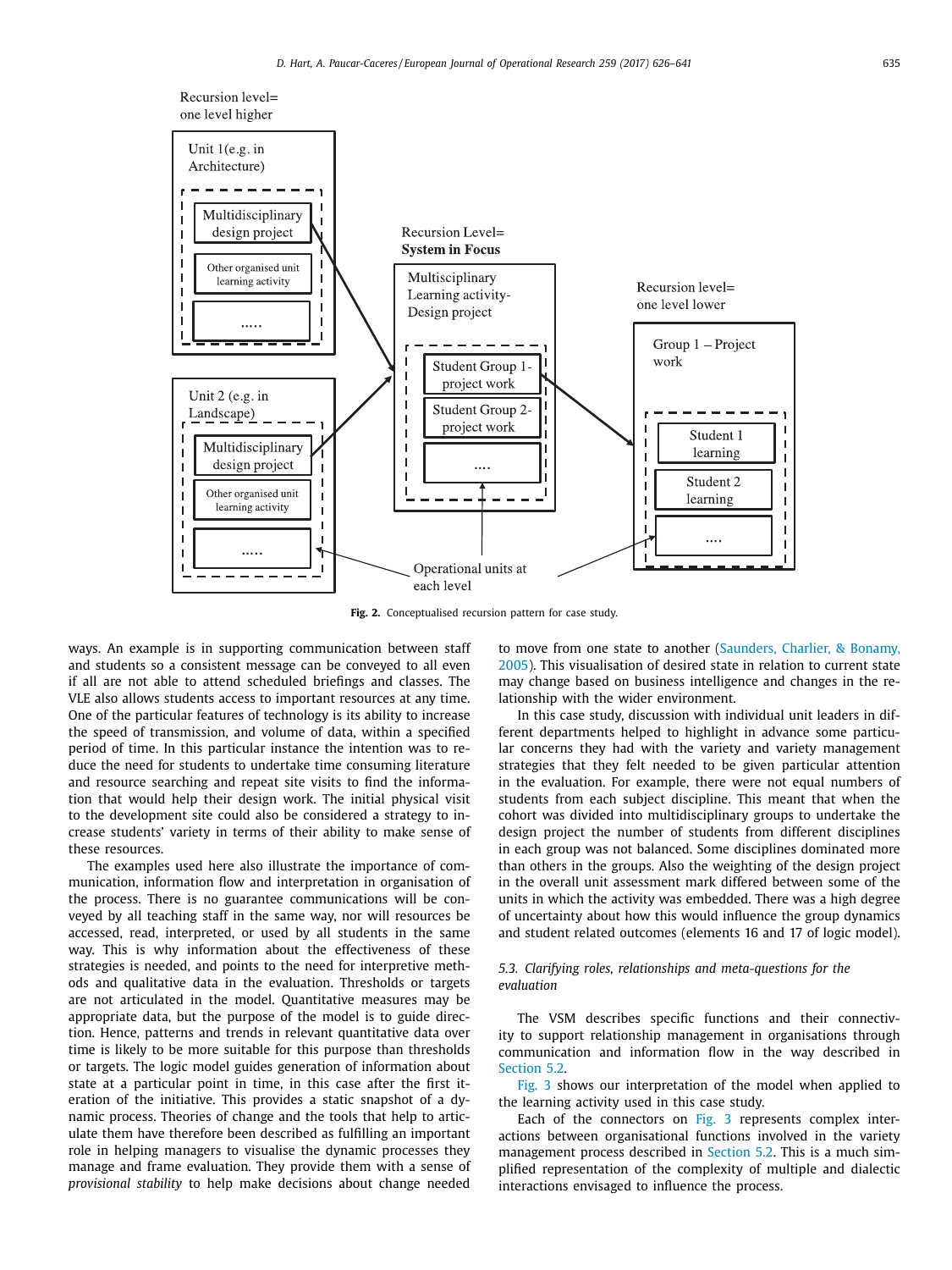Recursion level= one level higher

Unit 1(e.g. in Architecture)

Multidisciplinary design project

Other organised unit learning activity

.....

Unit 2 (e.g. in Landscape)

Multidisciplinary design project

Other organised unit learning activity

.....

Recursion Level= **System in Focus**

Multisciplinary Learning activity- Design project

Student Group 1- project work

Student Group 2- project work

....

Recursion level= one level lower

Group 1 – Project work

Student 1 learning

Student 2 learning

...

Operational units at each level

**Fig. 2.** Conceptualised recursion pattern for case study.

ways. An example is in supporting communication between staff and students so a consistent message can be conveyed to all even if all are not able to attend scheduled briefings and classes. The VLE also allows students access to important resources at any time. One of the particular features of technology is its ability to increase the speed of transmission, and volume of data, within a specified period of time. In this particular instance the intention was to reduce the need for students to undertake time consuming literature and resource searching and repeat site visits to find the information that would help their design work. The initial physical visit to the development site could also be considered a strategy to increase students' variety in terms of their ability to make sense of these resources.

The examples used here also illustrate the importance of communication, information flow and interpretation in organisation of the process. There is no guarantee communications will be conveyed by all teaching staff in the same way, nor will resources be accessed, read, interpreted, or used by all students in the same way. This is why information about the effectiveness of these strategies is needed, and points to the need for interpretive methods and qualitative data in the evaluation. Thresholds or targets are not articulated in the model. Quantitative measures may be appropriate data, but the purpose of the model is to guide direction. Hence, patterns and trends in relevant quantitative data over time is likely to be more suitable for this purpose than thresholds or targets. The logic model guides generation of information about state at a particular point in time, in this case after the first iteration of the initiative. This provides a static snapshot of a dynamic process. Theories of change and the tools that help to articulate them have therefore been described as fulfilling an important role in helping managers to visualise the dynamic processes they manage and frame evaluation. They provide them with a sense of *provisional stability* to help make decisions about change needed to move from one state to another (Saunders, Charlier, & Bonamy, 2005). This visualisation of desired state in relation to current state may change based on business intelligence and changes in the relationship with the wider environment.

In this case study, discussion with individual unit leaders in different departments helped to highlight in advance some particular concerns they had with the variety and variety management strategies that they felt needed to be given particular attention in the evaluation. For example, there were not equal numbers of students from each subject discipline. This meant that when the cohort was divided into multidisciplinary groups to undertake the design project the number of students from different disciplines in each group was not balanced. Some disciplines dominated more than others in the groups. Also the weighting of the design project in the overall unit assessment mark differed between some of the units in which the activity was embedded. There was a high degree of uncertainty about how this would influence the group dynamics and student related outcomes (elements 16 and 17 of logic model).

### *5.3. Clarifying roles, relationships and meta-questions for the evaluation*

The VSM describes specific functions and their connectivity to support relationship management in organisations through communication and information flow in the way described in Section 5.2.

Fig. 3 shows our interpretation of the model when applied to the learning activity used in this case study.

Each of the connectors on Fig. 3 represents complex interactions between organisational functions involved in the variety management process described in Section 5.2. This is a much simplified representation of the complexity of multiple and dialectic interactions envisaged to influence the process.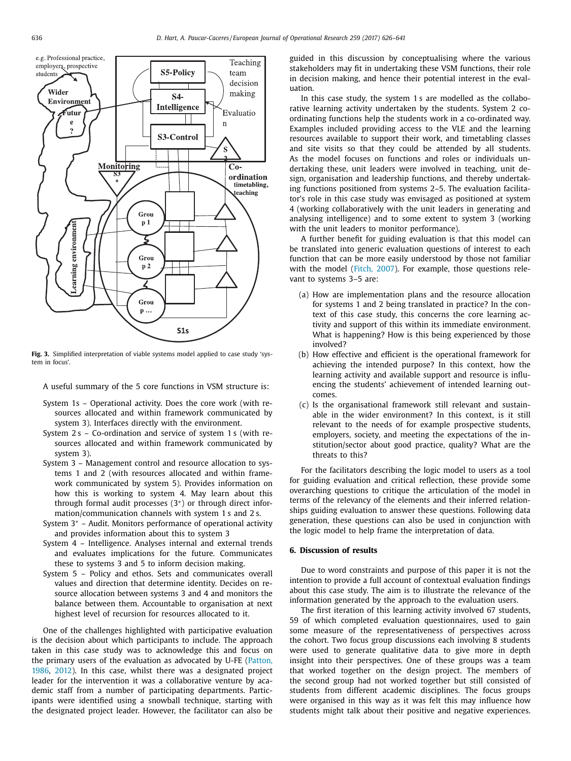e.g. Professional practice, employers, prospective students

Wider Environment

Futur e ?

S5-Policy

S4-Intelligence

S3-Control

Teaching team decision making

Evaluation

S 2

Monitoring S3 *

Co-ordination timetabling, teaching

Learning environment

Group 1

Group 2

Group ...

S1s

**Fig. 3.** Simplified interpretation of viable systems model applied to case study 'system in focus'.

A useful summary of the 5 core functions in VSM structure is:

System 1s – Operational activity. Does the core work (with resources allocated and within framework communicated by system 3). Interfaces directly with the environment.

System 2 s – Co-ordination and service of system 1 s (with resources allocated and within framework communicated by system 3).

System 3 – Management control and resource allocation to systems 1 and 2 (with resources allocated and within framework communicated by system 5). Provides information on how this is working to system 4. May learn about this through formal audit processes (3*) or through direct information/communication channels with system 1 s and 2 s.

System 3* – Audit. Monitors performance of operational activity and provides information about this to system 3

System 4 – Intelligence. Analyses internal and external trends and evaluates implications for the future. Communicates these to systems 3 and 5 to inform decision making.

System 5 – Policy and ethos. Sets and communicates overall values and direction that determine identity. Decides on resource allocation between systems 3 and 4 and monitors the balance between them. Accountable to organisation at next highest level of recursion for resources allocated to it.

One of the challenges highlighted with participative evaluation is the decision about which participants to include. The approach taken in this case study was to acknowledge this and focus on the primary users of the evaluation as advocated by U-FE (Patton, 1986, 2012). In this case, whilst there was a designated project leader for the intervention it was a collaborative venture by academic staff from a number of participating departments. Participants were identified using a snowball technique, starting with the designated project leader. However, the facilitator can also be guided in this discussion by conceptualising where the various stakeholders may fit in undertaking these VSM functions, their role in decision making, and hence their potential interest in the evaluation.

In this case study, the system 1 s are modelled as the collaborative learning activity undertaken by the students. System 2 co-ordinating functions help the students work in a co-ordinated way. Examples included providing access to the VLE and the learning resources available to support their work, and timetabling classes and site visits so that they could be attended by all students. As the model focuses on functions and roles or individuals undertaking these, unit leaders were involved in teaching, unit design, organisation and leadership functions, and thereby undertaking functions positioned from systems 2–5. The evaluation facilitator's role in this case study was envisaged as positioned at system 4 (working collaboratively with the unit leaders in generating and analysing intelligence) and to some extent to system 3 (working with the unit leaders to monitor performance).

A further benefit for guiding evaluation is that this model can be translated into generic evaluation questions of interest to each function that can be more easily understood by those not familiar with the model (Fitch, 2007). For example, those questions relevant to systems 3–5 are:

(a) How are implementation plans and the resource allocation for systems 1 and 2 being translated in practice? In the context of this case study, this concerns the core learning activity and support of this within its immediate environment. What is happening? How is this being experienced by those involved?
(b) How effective and efficient is the operational framework for achieving the intended purpose? In this context, how the learning activity and available support and resource is influencing the students' achievement of intended learning outcomes.
(c) Is the organisational framework still relevant and sustainable in the wider environment? In this context, is it still relevant to the needs of for example prospective students, employers, society, and meeting the expectations of the institution/sector about good practice, quality? What are the threats to this?

For the facilitators describing the logic model to users as a tool for guiding evaluation and critical reflection, these provide some overarching questions to critique the articulation of the model in terms of the relevancy of the elements and their inferred relationships guiding evaluation to answer these questions. Following data generation, these questions can also be used in conjunction with the logic model to help frame the interpretation of data.

## 6. Discussion of results

Due to word constraints and purpose of this paper it is not the intention to provide a full account of contextual evaluation findings about this case study. The aim is to illustrate the relevance of the information generated by the approach to the evaluation users.

The first iteration of this learning activity involved 67 students, 59 of which completed evaluation questionnaires, used to gain some measure of the representativeness of perspectives across the cohort. Two focus group discussions each involving 8 students were used to generate qualitative data to give more in depth insight into their perspectives. One of these groups was a team that worked together on the design project. The members of the second group had not worked together but still consisted of students from different academic disciplines. The focus groups were organised in this way as it was felt this may influence how students might talk about their positive and negative experiences.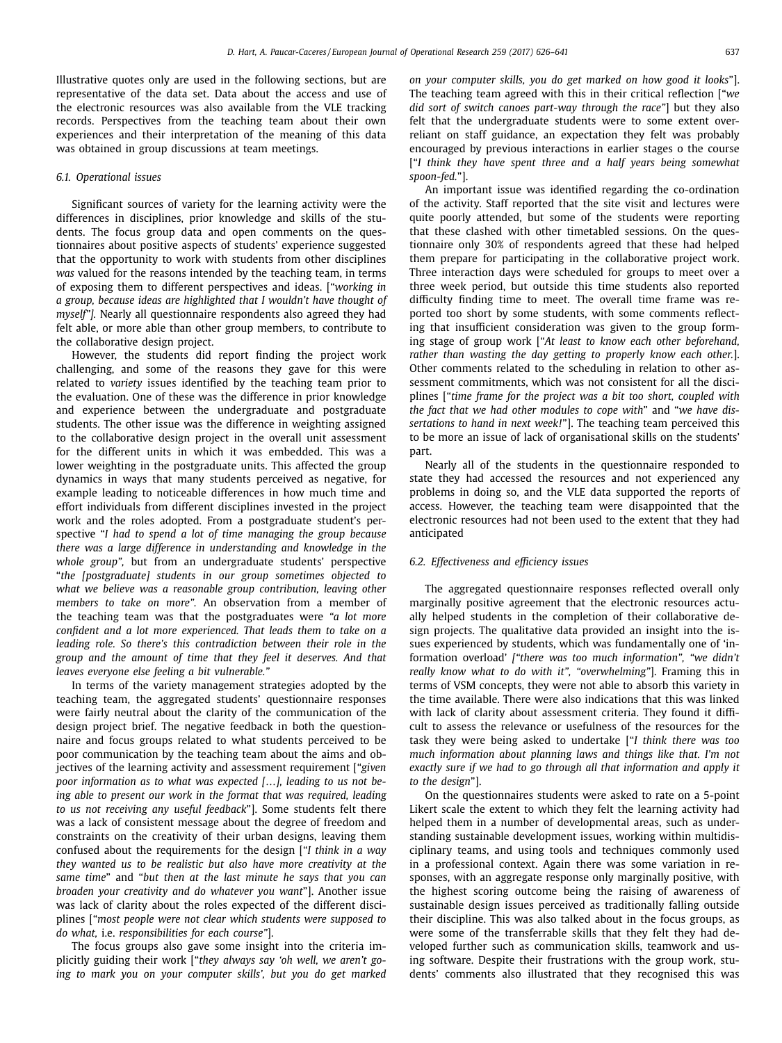Illustrative quotes only are used in the following sections, but are representative of the data set. Data about the access and use of the electronic resources was also available from the VLE tracking records. Perspectives from the teaching team about their own experiences and their interpretation of the meaning of this data was obtained in group discussions at team meetings.

### 6.1. Operational issues

Significant sources of variety for the learning activity were the differences in disciplines, prior knowledge and skills of the students. The focus group data and open comments on the questionnaires about positive aspects of students' experience suggested that the opportunity to work with students from other disciplines *was* valued for the reasons intended by the teaching team, in terms of exposing them to different perspectives and ideas. ["*working in a group, because ideas are highlighted that I wouldn't have thought of myself"]*. Nearly all questionnaire respondents also agreed they had felt able, or more able than other group members, to contribute to the collaborative design project.

However, the students did report finding the project work challenging, and some of the reasons they gave for this were related to *variety* issues identified by the teaching team prior to the evaluation. One of these was the difference in prior knowledge and experience between the undergraduate and postgraduate students. The other issue was the difference in weighting assigned to the collaborative design project in the overall unit assessment for the different units in which it was embedded. This was a lower weighting in the postgraduate units. This affected the group dynamics in ways that many students perceived as negative, for example leading to noticeable differences in how much time and effort individuals from different disciplines invested in the project work and the roles adopted. From a postgraduate student's perspective "*I had to spend a lot of time managing the group because there was a large difference in understanding and knowledge in the whole group"*, but from an undergraduate students' perspective "*the [postgraduate] students in our group sometimes objected to what we believe was a reasonable group contribution, leaving other members to take on more"*. An observation from a member of the teaching team was that the postgraduates were *"a lot more confident and a lot more experienced. That leads them to take on a leading role. So there's this contradiction between their role in the group and the amount of time that they feel it deserves. And that leaves everyone else feeling a bit vulnerable."*

In terms of the variety management strategies adopted by the teaching team, the aggregated students' questionnaire responses were fairly neutral about the clarity of the communication of the design project brief. The negative feedback in both the questionnaire and focus groups related to what students perceived to be poor communication by the teaching team about the aims and objectives of the learning activity and assessment requirement ["*given poor information as to what was expected […], leading to us not being able to present our work in the format that was required, leading to us not receiving any useful feedback*"]. Some students felt there was a lack of consistent message about the degree of freedom and constraints on the creativity of their urban designs, leaving them confused about the requirements for the design ["*I think in a way they wanted us to be realistic but also have more creativity at the same time*" and "*but then at the last minute he says that you can broaden your creativity and do whatever you want*"]. Another issue was lack of clarity about the roles expected of the different disciplines ["*most people were not clear which students were supposed to do what,* i.e. *responsibilities for each course*"].

The focus groups also gave some insight into the criteria implicitly guiding their work ["*they always say 'oh well, we aren't going to mark you on your computer skills', but you do get marked on your computer skills, you do get marked on how good it looks*"]. The teaching team agreed with this in their critical reflection ["*we did sort of switch canoes part-way through the race*"] but they also felt that the undergraduate students were to some extent over-reliant on staff guidance, an expectation they felt was probably encouraged by previous interactions in earlier stages o the course ["*I think they have spent three and a half years being somewhat spoon-fed.*"].

An important issue was identified regarding the co-ordination of the activity. Staff reported that the site visit and lectures were quite poorly attended, but some of the students were reporting that these clashed with other timetabled sessions. On the questionnaire only 30% of respondents agreed that these had helped them prepare for participating in the collaborative project work. Three interaction days were scheduled for groups to meet over a three week period, but outside this time students also reported difficulty finding time to meet. The overall time frame was reported too short by some students, with some comments reflecting that insufficient consideration was given to the group forming stage of group work ["*At least to know each other beforehand, rather than wasting the day getting to properly know each other.*]. Other comments related to the scheduling in relation to other assessment commitments, which was not consistent for all the disciplines ["*time frame for the project was a bit too short, coupled with the fact that we had other modules to cope with*" and "*we have dissertations to hand in next week!*"]. The teaching team perceived this to be more an issue of lack of organisational skills on the students' part.

Nearly all of the students in the questionnaire responded to state they had accessed the resources and not experienced any problems in doing so, and the VLE data supported the reports of access. However, the teaching team were disappointed that the electronic resources had not been used to the extent that they had anticipated

### 6.2. Effectiveness and efficiency issues

The aggregated questionnaire responses reflected overall only marginally positive agreement that the electronic resources actually helped students in the completion of their collaborative design projects. The qualitative data provided an insight into the issues experienced by students, which was fundamentally one of 'information overload' *["there was too much information", "we didn't really know what to do with it", "overwhelming"*]. Framing this in terms of VSM concepts, they were not able to absorb this variety in the time available. There were also indications that this was linked with lack of clarity about assessment criteria. They found it difficult to assess the relevance or usefulness of the resources for the task they were being asked to undertake ["*I think there was too much information about planning laws and things like that. I'm not exactly sure if we had to go through all that information and apply it to the design*"].

On the questionnaires students were asked to rate on a 5-point Likert scale the extent to which they felt the learning activity had helped them in a number of developmental areas, such as understanding sustainable development issues, working within multidisciplinary teams, and using tools and techniques commonly used in a professional context. Again there was some variation in responses, with an aggregate response only marginally positive, with the highest scoring outcome being the raising of awareness of sustainable design issues perceived as traditionally falling outside their discipline. This was also talked about in the focus groups, as were some of the transferrable skills that they felt they had developed further such as communication skills, teamwork and using software. Despite their frustrations with the group work, students' comments also illustrated that they recognised this was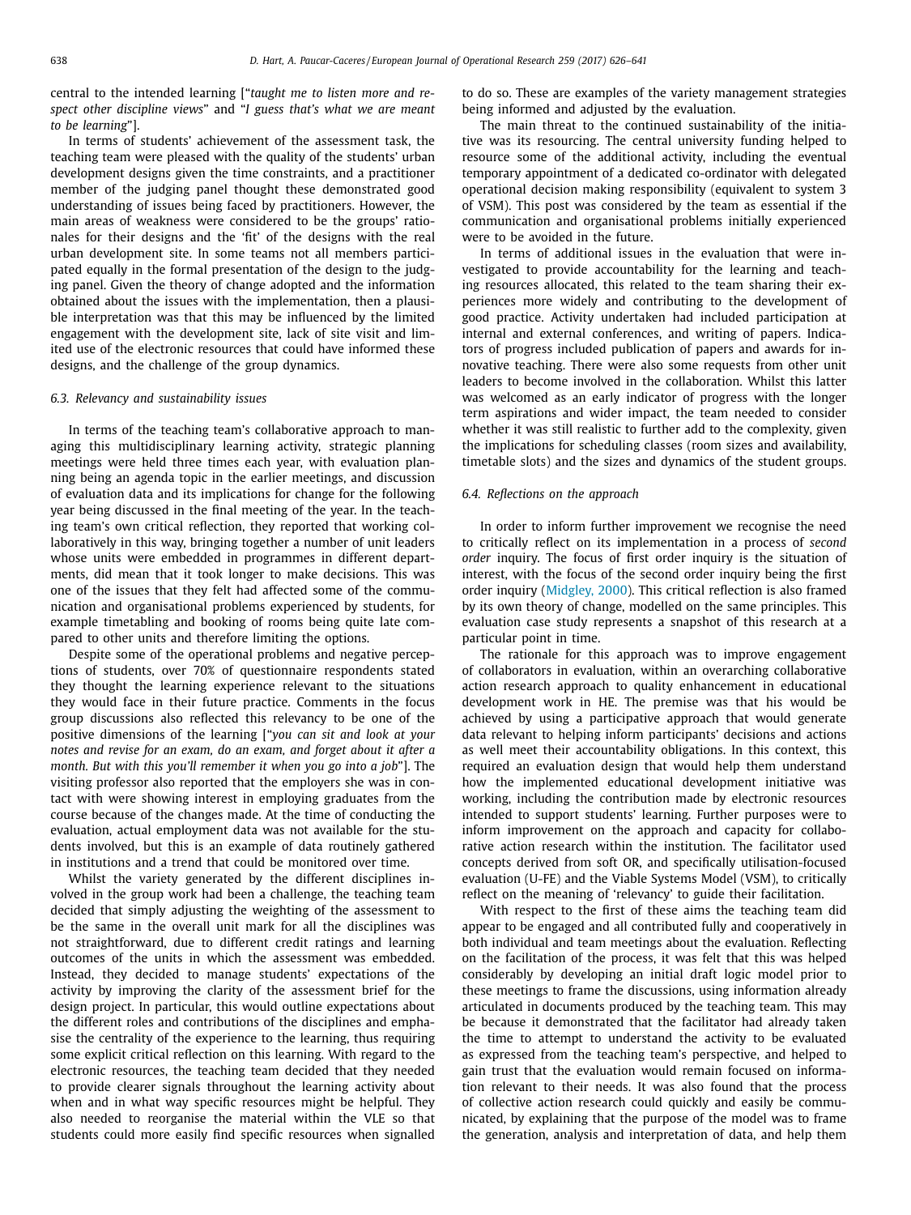central to the intended learning ["*taught me to listen more and respect other discipline views*" and "*I guess that's what we are meant to be learning*"].

In terms of students' achievement of the assessment task, the teaching team were pleased with the quality of the students' urban development designs given the time constraints, and a practitioner member of the judging panel thought these demonstrated good understanding of issues being faced by practitioners. However, the main areas of weakness were considered to be the groups' rationales for their designs and the 'fit' of the designs with the real urban development site. In some teams not all members participated equally in the formal presentation of the design to the judging panel. Given the theory of change adopted and the information obtained about the issues with the implementation, then a plausible interpretation was that this may be influenced by the limited engagement with the development site, lack of site visit and limited use of the electronic resources that could have informed these designs, and the challenge of the group dynamics.

### 6.3. Relevancy and sustainability issues

In terms of the teaching team's collaborative approach to managing this multidisciplinary learning activity, strategic planning meetings were held three times each year, with evaluation planning being an agenda topic in the earlier meetings, and discussion of evaluation data and its implications for change for the following year being discussed in the final meeting of the year. In the teaching team's own critical reflection, they reported that working collaboratively in this way, bringing together a number of unit leaders whose units were embedded in programmes in different departments, did mean that it took longer to make decisions. This was one of the issues that they felt had affected some of the communication and organisational problems experienced by students, for example timetabling and booking of rooms being quite late compared to other units and therefore limiting the options.

Despite some of the operational problems and negative perceptions of students, over 70% of questionnaire respondents stated they thought the learning experience relevant to the situations they would face in their future practice. Comments in the focus group discussions also reflected this relevancy to be one of the positive dimensions of the learning ["*you can sit and look at your notes and revise for an exam, do an exam, and forget about it after a month. But with this you'll remember it when you go into a job*"]. The visiting professor also reported that the employers she was in contact with were showing interest in employing graduates from the course because of the changes made. At the time of conducting the evaluation, actual employment data was not available for the students involved, but this is an example of data routinely gathered in institutions and a trend that could be monitored over time.

Whilst the variety generated by the different disciplines involved in the group work had been a challenge, the teaching team decided that simply adjusting the weighting of the assessment to be the same in the overall unit mark for all the disciplines was not straightforward, due to different credit ratings and learning outcomes of the units in which the assessment was embedded. Instead, they decided to manage students' expectations of the activity by improving the clarity of the assessment brief for the design project. In particular, this would outline expectations about the different roles and contributions of the disciplines and emphasise the centrality of the experience to the learning, thus requiring some explicit critical reflection on this learning. With regard to the electronic resources, the teaching team decided that they needed to provide clearer signals throughout the learning activity about when and in what way specific resources might be helpful. They also needed to reorganise the material within the VLE so that students could more easily find specific resources when signalled to do so. These are examples of the variety management strategies being informed and adjusted by the evaluation.

The main threat to the continued sustainability of the initiative was its resourcing. The central university funding helped to resource some of the additional activity, including the eventual temporary appointment of a dedicated co-ordinator with delegated operational decision making responsibility (equivalent to system 3 of VSM). This post was considered by the team as essential if the communication and organisational problems initially experienced were to be avoided in the future.

In terms of additional issues in the evaluation that were investigated to provide accountability for the learning and teaching resources allocated, this related to the team sharing their experiences more widely and contributing to the development of good practice. Activity undertaken had included participation at internal and external conferences, and writing of papers. Indicators of progress included publication of papers and awards for innovative teaching. There were also some requests from other unit leaders to become involved in the collaboration. Whilst this latter was welcomed as an early indicator of progress with the longer term aspirations and wider impact, the team needed to consider whether it was still realistic to further add to the complexity, given the implications for scheduling classes (room sizes and availability, timetable slots) and the sizes and dynamics of the student groups.

### 6.4. Reflections on the approach

In order to inform further improvement we recognise the need to critically reflect on its implementation in a process of *second order* inquiry. The focus of first order inquiry is the situation of interest, with the focus of the second order inquiry being the first order inquiry (Midgley, 2000). This critical reflection is also framed by its own theory of change, modelled on the same principles. This evaluation case study represents a snapshot of this research at a particular point in time.

The rationale for this approach was to improve engagement of collaborators in evaluation, within an overarching collaborative action research approach to quality enhancement in educational development work in HE. The premise was that his would be achieved by using a participative approach that would generate data relevant to helping inform participants' decisions and actions as well meet their accountability obligations. In this context, this required an evaluation design that would help them understand how the implemented educational development initiative was working, including the contribution made by electronic resources intended to support students' learning. Further purposes were to inform improvement on the approach and capacity for collaborative action research within the institution. The facilitator used concepts derived from soft OR, and specifically utilisation-focused evaluation (U-FE) and the Viable Systems Model (VSM), to critically reflect on the meaning of 'relevancy' to guide their facilitation.

With respect to the first of these aims the teaching team did appear to be engaged and all contributed fully and cooperatively in both individual and team meetings about the evaluation. Reflecting on the facilitation of the process, it was felt that this was helped considerably by developing an initial draft logic model prior to these meetings to frame the discussions, using information already articulated in documents produced by the teaching team. This may be because it demonstrated that the facilitator had already taken the time to attempt to understand the activity to be evaluated as expressed from the teaching team's perspective, and helped to gain trust that the evaluation would remain focused on information relevant to their needs. It was also found that the process of collective action research could quickly and easily be communicated, by explaining that the purpose of the model was to frame the generation, analysis and interpretation of data, and help them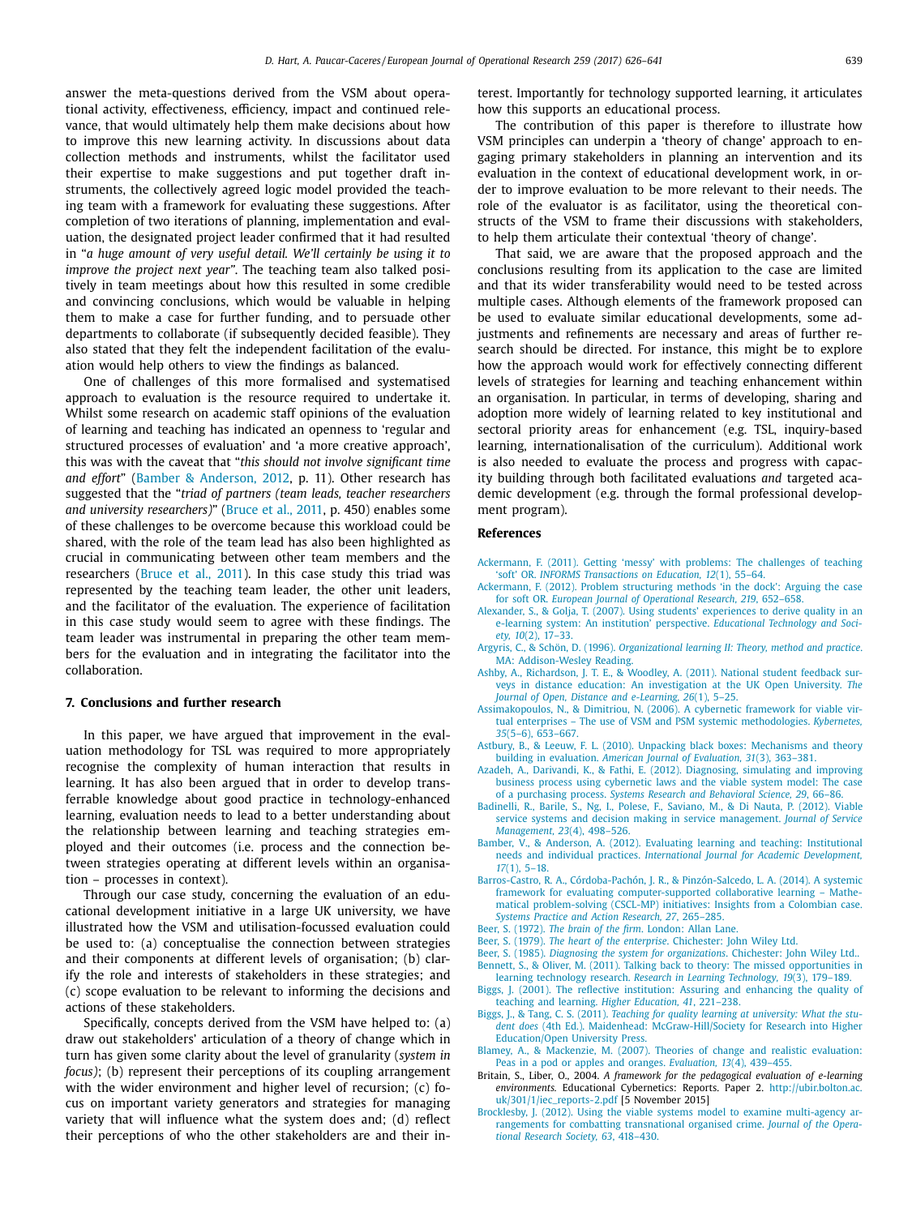answer the meta-questions derived from the VSM about operational activity, effectiveness, efficiency, impact and continued relevance, that would ultimately help them make decisions about how to improve this new learning activity. In discussions about data collection methods and instruments, whilst the facilitator used their expertise to make suggestions and put together draft instruments, the collectively agreed logic model provided the teaching team with a framework for evaluating these suggestions. After completion of two iterations of planning, implementation and evaluation, the designated project leader confirmed that it had resulted in "*a huge amount of very useful detail. We'll certainly be using it to improve the project next year*". The teaching team also talked positively in team meetings about how this resulted in some credible and convincing conclusions, which would be valuable in helping them to make a case for further funding, and to persuade other departments to collaborate (if subsequently decided feasible). They also stated that they felt the independent facilitation of the evaluation would help others to view the findings as balanced.

One of challenges of this more formalised and systematised approach to evaluation is the resource required to undertake it. Whilst some research on academic staff opinions of the evaluation of learning and teaching has indicated an openness to 'regular and structured processes of evaluation' and 'a more creative approach', this was with the caveat that "*this should not involve significant time and effort*" (Bamber & Anderson, 2012, p. 11). Other research has suggested that the "*triad of partners (team leads, teacher researchers and university researchers)*" (Bruce et al., 2011, p. 450) enables some of these challenges to be overcome because this workload could be shared, with the role of the team lead has also been highlighted as crucial in communicating between other team members and the researchers (Bruce et al., 2011). In this case study this triad was represented by the teaching team leader, the other unit leaders, and the facilitator of the evaluation. The experience of facilitation in this case study would seem to agree with these findings. The team leader was instrumental in preparing the other team members for the evaluation and in preparing the facilitator into the collaboration.

## 7. Conclusions and further research

In this paper, we have argued that improvement in the evaluation methodology for TSL was required to more appropriately recognise the complexity of human interaction that results in learning. It has also been argued that in order to develop transferrable knowledge about good practice in technology-enhanced learning, evaluation needs to lead to a better understanding about the relationship between learning and teaching strategies employed and their outcomes (i.e. process and the connection between strategies operating at different levels within an organisation – processes in context).

Through our case study, concerning the evaluation of an educational development initiative in a large UK university, we have illustrated how the VSM and utilisation-focussed evaluation could be used to: (a) conceptualise the connection between strategies and their components at different levels of organisation; (b) clarify the role and interests of stakeholders in these strategies; and (c) scope evaluation to be relevant to informing the decisions and actions of these stakeholders.

Specifically, concepts derived from the VSM have helped to: (a) draw out stakeholders' articulation of a theory of change which in turn has given some clarity about the level of granularity (*system in focus)*; (b) represent their perceptions of its coupling arrangement with the wider environment and higher level of recursion; (c) focus on important variety generators and strategies for managing variety that will influence what the system does and; (d) reflect their perceptions of who the other stakeholders are and their interest. Importantly for technology supported learning, it articulates how this supports an educational process.

The contribution of this paper is therefore to illustrate how VSM principles can underpin a 'theory of change' approach to engaging primary stakeholders in planning an intervention and its evaluation in the context of educational development work, in order to improve evaluation to be more relevant to their needs. The role of the evaluator is as facilitator, using the theoretical constructs of the VSM to frame their discussions with stakeholders, to help them articulate their contextual 'theory of change'.

That said, we are aware that the proposed approach and the conclusions resulting from its application to the case are limited and that its wider transferability would need to be tested across multiple cases. Although elements of the framework proposed can be used to evaluate similar educational developments, some adjustments and refinements are necessary and areas of further research should be directed. For instance, this might be to explore how the approach would work for effectively connecting different levels of strategies for learning and teaching enhancement within an organisation. In particular, in terms of developing, sharing and adoption more widely of learning related to key institutional and sectoral priority areas for enhancement (e.g. TSL, inquiry-based learning, internationalisation of the curriculum). Additional work is also needed to evaluate the process and progress with capacity building through both facilitated evaluations *and* targeted academic development (e.g. through the formal professional development program).

## References

Ackermann, F. (2011). Getting 'messy' with problems: The challenges of teaching 'soft' OR. *INFORMS Transactions on Education, 12*(1), 55–64.

Ackermann, F. (2012). Problem structuring methods 'in the dock': Arguing the case for soft OR. *European Journal of Operational Research, 219*, 652–658.

Alexander, S., & Golja, T. (2007). Using students' experiences to derive quality in an e-learning system: An institution' perspective. *Educational Technology and Society, 10*(2), 17–33.

Argyris, C., & Schön, D. (1996). *Organizational learning II: Theory, method and practice*. MA: Addison-Wesley Reading.

Ashby, A., Richardson, J. T. E., & Woodley, A. (2011). National student feedback surveys in distance education: An investigation at the UK Open University. *The Journal of Open, Distance and e-Learning, 26*(1), 5–25.

Assimakopoulos, N., & Dimitriou, N. (2006). A cybernetic framework for viable virtual enterprises – The use of VSM and PSM systemic methodologies. *Kybernetes, 35*(5–6), 653–667.

Astbury, B., & Leeuw, F. L. (2010). Unpacking black boxes: Mechanisms and theory building in evaluation. *American Journal of Evaluation, 31*(3), 363–381.

Azadeh, A., Darivandi, K., & Fathi, E. (2012). Diagnosing, simulating and improving business process using cybernetic laws and the viable system model: The case of a purchasing process. *Systems Research and Behavioral Science, 29*, 66–86.

Badinelli, R., Barile, S., Ng, I., Polese, F., Saviano, M., & Di Nauta, P. (2012). Viable service systems and decision making in service management. *Journal of Service Management, 23*(4), 498–526.

Bamber, V., & Anderson, A. (2012). Evaluating learning and teaching: Institutional needs and individual practices. *International Journal for Academic Development, 17*(1), 5–18.

Barros-Castro, R. A., Córdoba-Pachón, J. R., & Pinzón-Salcedo, L. A. (2014). A systemic framework for evaluating computer-supported collaborative learning – Mathematical problem-solving (CSCL-MP) initiatives: Insights from a Colombian case. *Systems Practice and Action Research, 27*, 265–285.

Beer, S. (1972). *The brain of the firm*. London: Allan Lane.

Beer, S. (1979). *The heart of the enterprise*. Chichester: John Wiley Ltd.

Beer, S. (1985). *Diagnosing the system for organizations*. Chichester: John Wiley Ltd..

Bennett, S., & Oliver, M. (2011). Talking back to theory: The missed opportunities in learning technology research. *Research in Learning Technology, 19*(3), 179–189.

Biggs, J. (2001). The reflective institution: Assuring and enhancing the quality of teaching and learning. *Higher Education, 41*, 221–238.

Biggs, J., & Tang, C. S. (2011). *Teaching for quality learning at university: What the student does* (4th Ed.). Maidenhead: McGraw-Hill/Society for Research into Higher Education/Open University Press.

Blamey, A., & Mackenzie, M. (2007). Theories of change and realistic evaluation: Peas in a pod or apples and oranges. *Evaluation, 13*(4), 439–455.

Britain, S., Liber, O., 2004. *A framework for the pedagogical evaluation of e-learning environments.* Educational Cybernetics: Reports. Paper 2. http://ubir.bolton.ac.uk/301/1/iec_reports-2.pdf [5 November 2015]

Brocklesby, J. (2012). Using the viable systems model to examine multi-agency arrangements for combatting transnational organised crime. *Journal of the Operational Research Society, 63*, 418–430.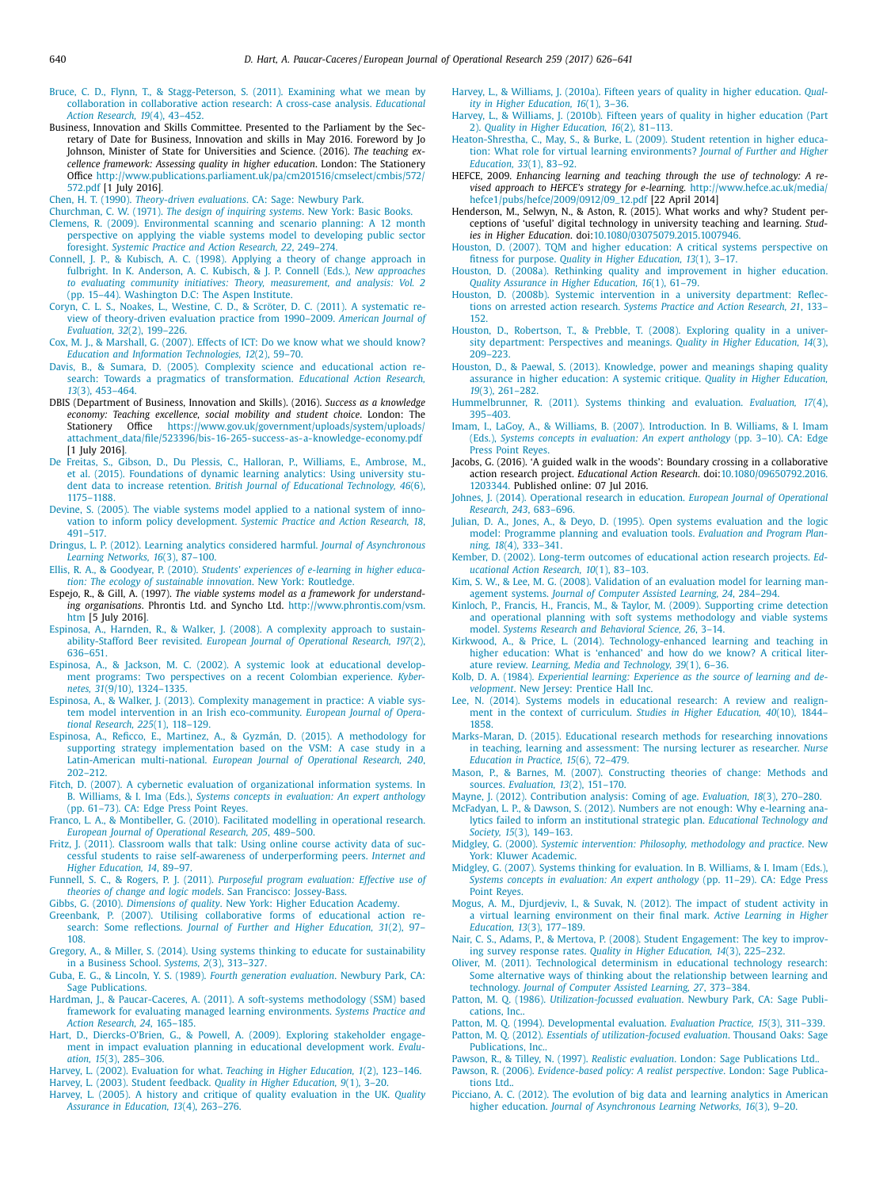Bruce, C. D., Flynn, T., & Stagg-Peterson, S. (2011). Examining what we mean by collaboration in collaborative action research: A cross-case analysis. *Educational Action Research, 19*(4), 43–452.

Business, Innovation and Skills Committee. Presented to the Parliament by the Secretary of Date for Business, Innovation and skills in May 2016. Foreword by Jo Johnson, Minister of State for Universities and Science. (2016). *The teaching excellence framework: Assessing quality in higher education*. London: The Stationery Office http://www.publications.parliament.uk/pa/cm201516/cmselect/cmbis/572/572.pdf [1 July 2016].

Chen, H. T. (1990). *Theory-driven evaluations*. CA: Sage: Newbury Park.

Churchman, C. W. (1971). *The design of inquiring systems*. New York: Basic Books.

Clemens, R. (2009). Environmental scanning and scenario planning: A 12 month perspective on applying the viable systems model to developing public sector foresight. *Systemic Practice and Action Research, 22*, 249–274.

Connell, J. P., & Kubisch, A. C. (1998). Applying a theory of change approach in fulbright. In K. Anderson, A. C. Kubisch, & J. P. Connell (Eds.), *New approaches to evaluating community initiatives: Theory, measurement, and analysis: Vol. 2* (pp. 15–44). Washington D.C: The Aspen Institute.

Coryn, C. L. S., Noakes, L., Westine, C. D., & Scröter, D. C. (2011). A systematic review of theory-driven evaluation practice from 1990–2009. *American Journal of Evaluation, 32*(2), 199–226.

Cox, M. J., & Marshall, G. (2007). Effects of ICT: Do we know what we should know? *Education and Information Technologies, 12*(2), 59–70.

Davis, B., & Sumara, D. (2005). Complexity science and educational action research: Towards a pragmatics of transformation. *Educational Action Research, 13*(3), 453–464.

DBIS (Department of Business, Innovation and Skills). (2016). *Success as a knowledge economy: Teaching excellence, social mobility and student choice*. London: The Stationery Office https://www.gov.uk/government/uploads/system/uploads/attachment_data/file/523396/bis-16-265-success-as-a-knowledge-economy.pdf [1 July 2016].

De Freitas, S., Gibson, D., Du Plessis, C., Halloran, P., Williams, E., Ambrose, M., et al. (2015). Foundations of dynamic learning analytics: Using university student data to increase retention. *British Journal of Educational Technology, 46*(6), 1175–1188.

Devine, S. (2005). The viable systems model applied to a national system of innovation to inform policy development. *Systemic Practice and Action Research, 18*, 491–517.

Dringus, L. P. (2012). Learning analytics considered harmful. *Journal of Asynchronous Learning Networks, 16*(3), 87–100.

Ellis, R. A., & Goodyear, P. (2010). *Students' experiences of e-learning in higher education: The ecology of sustainable innovation*. New York: Routledge.

Espejo, R., & Gill, A. (1997). *The viable systems model as a framework for understanding organisations*. Phrontis Ltd. and Syncho Ltd. http://www.phrontis.com/vsm.htm [5 July 2016].

Espinosa, A., Harnden, R., & Walker, J. (2008). A complexity approach to sustainability-Stafford Beer revisited. *European Journal of Operational Research, 197*(2), 636–651.

Espinosa, A., & Jackson, M. C. (2002). A systemic look at educational development programs: Two perspectives on a recent Colombian experience. *Kybernetes, 31*(9/10), 1324–1335.

Espinosa, A., & Walker, J. (2013). Complexity management in practice: A viable system model intervention in an Irish eco-community. *European Journal of Operational Research, 225*(1), 118–129.

Espinosa, A., Reficco, E., Martinez, A., & Gyzmán, D. (2015). A methodology for supporting strategy implementation based on the VSM: A case study in a Latin-American multi-national. *European Journal of Operational Research, 240*, 202–212.

Fitch, D. (2007). A cybernetic evaluation of organizational information systems. In B. Williams, & I. Ima (Eds.), *Systems concepts in evaluation: An expert anthology* (pp. 61–73). CA: Edge Press Point Reyes.

Franco, L. A., & Montibeller, G. (2010). Facilitated modelling in operational research. *European Journal of Operational Research, 205*, 489–500.

Fritz, J. (2011). Classroom walls that talk: Using online course activity data of successful students to raise self-awareness of underperforming peers. *Internet and Higher Education, 14*, 89–97.

Funnell, S. C., & Rogers, P. J. (2011). *Purposeful program evaluation: Effective use of theories of change and logic models*. San Francisco: Jossey-Bass.

Gibbs, G. (2010). *Dimensions of quality*. New York: Higher Education Academy.

Greenbank, P. (2007). Utilising collaborative forms of educational action research: Some reflections. *Journal of Further and Higher Education, 31*(2), 97–108.

Gregory, A., & Miller, S. (2014). Using systems thinking to educate for sustainability in a Business School. *Systems, 2*(3), 313–327.

Guba, E. G., & Lincoln, Y. S. (1989). *Fourth generation evaluation*. Newbury Park, CA: Sage Publications.

Hardman, J., & Paucar-Caceres, A. (2011). A soft-systems methodology (SSM) based framework for evaluating managed learning environments. *Systems Practice and Action Research, 24*, 165–185.

Hart, D., Diercks-O'Brien, G., & Powell, A. (2009). Exploring stakeholder engagement in impact evaluation planning in educational development work. *Evaluation, 15*(3), 285–306.

Harvey, L. (2002). Evaluation for what. *Teaching in Higher Education, 1*(2), 123–146.

Harvey, L. (2003). Student feedback. *Quality in Higher Education, 9*(1), 3–20.

Harvey, L. (2005). A history and critique of quality evaluation in the UK. *Quality Assurance in Education, 13*(4), 263–276.

Harvey, L., & Williams, J. (2010a). Fifteen years of quality in higher education. *Quality in Higher Education, 16*(1), 3–36.

Harvey, L., & Williams, J. (2010b). Fifteen years of quality in higher education (Part 2). *Quality in Higher Education, 16*(2), 81–113.

Heaton-Shrestha, C., May, S., & Burke, L. (2009). Student retention in higher education: What role for virtual learning environments? *Journal of Further and Higher Education, 33*(1), 83–92.

HEFCE, 2009. *Enhancing learning and teaching through the use of technology: A revised approach to HEFCE's strategy for e-learning*. http://www.hefce.ac.uk/media/hefce1/pubs/hefce/2009/0912/09_12.pdf [22 April 2014]

Henderson, M., Selwyn, N., & Aston, R. (2015). What works and why? Student perceptions of 'useful' digital technology in university teaching and learning. *Studies in Higher Education*. doi:10.1080/03075079.2015.1007946.

Houston, D. (2007). TQM and higher education: A critical systems perspective on fitness for purpose. *Quality in Higher Education, 13*(1), 3–17.

Houston, D. (2008a). Rethinking quality and improvement in higher education. *Quality Assurance in Higher Education, 16*(1), 61–79.

Houston, D. (2008b). Systemic intervention in a university department: Reflections on arrested action research. *Systems Practice and Action Research, 21*, 133–152.

Houston, D., Robertson, T., & Prebble, T. (2008). Exploring quality in a university department: Perspectives and meanings. *Quality in Higher Education, 14*(3), 209–223.

Houston, D., & Paewal, S. (2013). Knowledge, power and meanings shaping quality assurance in higher education: A systemic critique. *Quality in Higher Education, 19*(3), 261–282.

Hummelbrunner, R. (2011). Systems thinking and evaluation. *Evaluation, 17*(4), 395–403.

Imam, I., LaGoy, A., & Williams, B. (2007). Introduction. In B. Williams, & I. Imam (Eds.), *Systems concepts in evaluation: An expert anthology* (pp. 3–10). CA: Edge Press Point Reyes.

Jacobs, G. (2016). 'A guided walk in the woods': Boundary crossing in a collaborative action research project. *Educational Action Research*. doi:10.1080/09650792.2016.1203344. Published online: 07 Jul 2016.

Johnes, J. (2014). Operational research in education. *European Journal of Operational Research, 243*, 683–696.

Julian, D. A., Jones, A., & Deyo, D. (1995). Open systems evaluation and the logic model: Programme planning and evaluation tools. *Evaluation and Program Planning, 18*(4), 333–341.

Kember, D. (2002). Long-term outcomes of educational action research projects. *Educational Action Research, 10*(1), 83–103.

Kim, S. W., & Lee, M. G. (2008). Validation of an evaluation model for learning management systems. *Journal of Computer Assisted Learning, 24*, 284–294.

Kinloch, P., Francis, H., Francis, M., & Taylor, M. (2009). Supporting crime detection and operational planning with soft systems methodology and viable systems model. *Systems Research and Behavioral Science, 26*, 3–14.

Kirkwood, A., & Price, L. (2014). Technology-enhanced learning and teaching in higher education: What is 'enhanced' and how do we know? A critical literature review. *Learning, Media and Technology, 39*(1), 6–36.

Kolb, D. A. (1984). *Experiential learning: Experience as the source of learning and development*. New Jersey: Prentice Hall Inc.

Lee, N. (2014). Systems models in educational research: A review and realignment in the context of curriculum. *Studies in Higher Education, 40*(10), 1844–1858.

Marks-Maran, D. (2015). Educational research methods for researching innovations in teaching, learning and assessment: The nursing lecturer as researcher. *Nurse Education in Practice, 15*(6), 72–479.

Mason, P., & Barnes, M. (2007). Constructing theories of change: Methods and sources. *Evaluation, 13*(2), 151–170.

Mayne, J. (2012). Contribution analysis: Coming of age. *Evaluation, 18*(3), 270–280.

McFadyan, L. P., & Dawson, S. (2012). Numbers are not enough: Why e-learning analytics failed to inform an institutional strategic plan. *Educational Technology and Society, 15*(3), 149–163.

Midgley, G. (2000). *Systemic intervention: Philosophy, methodology and practice*. New York: Kluwer Academic.

Midgley, G. (2007). Systems thinking for evaluation. In B. Williams, & I. Imam (Eds.), *Systems concepts in evaluation: An expert anthology* (pp. 11–29). CA: Edge Press Point Reyes.

Mogus, A. M., Djurdjeviv, I., & Suvak, N. (2012). The impact of student activity in a virtual learning environment on their final mark. *Active Learning in Higher Education, 13*(3), 177–189.

Nair, C. S., Adams, P., & Mertova, P. (2008). Student Engagement: The key to improving survey response rates. *Quality in Higher Education, 14*(3), 225–232.

Oliver, M. (2011). Technological determinism in educational technology research: Some alternative ways of thinking about the relationship between learning and technology. *Journal of Computer Assisted Learning, 27*, 373–384.

Patton, M. Q. (1986). *Utilization-focussed evaluation*. Newbury Park, CA: Sage Publications, Inc..

Patton, M. Q. (1994). Developmental evaluation. *Evaluation Practice, 15*(3), 311–339.

Patton, M. Q. (2012). *Essentials of utilization-focused evaluation*. Thousand Oaks: Sage Publications, Inc..

Pawson, R., & Tilley, N. (1997). *Realistic evaluation*. London: Sage Publications Ltd..

Pawson, R. (2006). *Evidence-based policy: A realist perspective*. London: Sage Publications Ltd..

Picciano, A. C. (2012). The evolution of big data and learning analytics in American higher education. *Journal of Asynchronous Learning Networks, 16*(3), 9–20.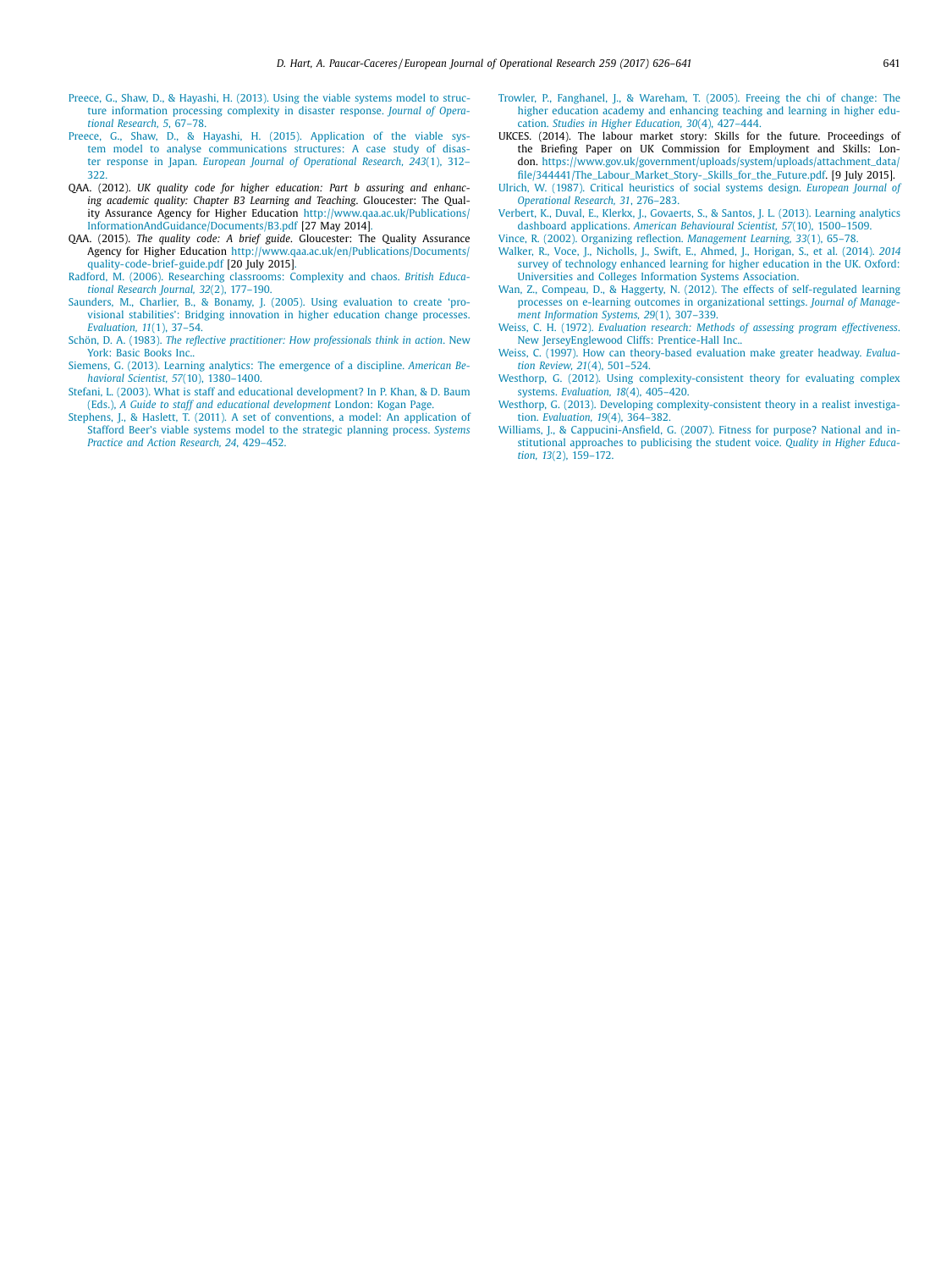Preece, G., Shaw, D., & Hayashi, H. (2013). Using the viable systems model to structure information processing complexity in disaster response. *Journal of Operational Research, 5*, 67–78.

Preece, G., Shaw, D., & Hayashi, H. (2015). Application of the viable system model to analyse communications structures: A case study of disaster response in Japan. *European Journal of Operational Research, 243*(1), 312–322.

QAA. (2012). *UK quality code for higher education: Part b assuring and enhancing academic quality: Chapter B3 Learning and Teaching*. Gloucester: The Quality Assurance Agency for Higher Education http://www.qaa.ac.uk/Publications/InformationAndGuidance/Documents/B3.pdf [27 May 2014].

QAA. (2015). *The quality code: A brief guide*. Gloucester: The Quality Assurance Agency for Higher Education http://www.qaa.ac.uk/en/Publications/Documents/quality-code-brief-guide.pdf [20 July 2015].

Radford, M. (2006). Researching classrooms: Complexity and chaos. *British Educational Research Journal, 32*(2), 177–190.

Saunders, M., Charlier, B., & Bonamy, J. (2005). Using evaluation to create 'provisional stabilities': Bridging innovation in higher education change processes. *Evaluation, 11*(1), 37–54.

Schön, D. A. (1983). *The reflective practitioner: How professionals think in action*. New York: Basic Books Inc..

Siemens, G. (2013). Learning analytics: The emergence of a discipline. *American Behavioral Scientist, 57*(10), 1380–1400.

Stefani, L. (2003). What is staff and educational development? In P. Khan, & D. Baum (Eds.), *A Guide to staff and educational development* London: Kogan Page.

Stephens, J., & Haslett, T. (2011). A set of conventions, a model: An application of Stafford Beer's viable systems model to the strategic planning process. *Systems Practice and Action Research, 24*, 429–452.

Trowler, P., Fanghanel, J., & Wareham, T. (2005). Freeing the chi of change: The higher education academy and enhancing teaching and learning in higher education. *Studies in Higher Education, 30*(4), 427–444.

UKCES. (2014). The labour market story: Skills for the future. Proceedings of the Briefing Paper on UK Commission for Employment and Skills: London. https://www.gov.uk/government/uploads/system/uploads/attachment_data/file/344441/The_Labour_Market_Story-_Skills_for_the_Future.pdf. [9 July 2015].

Ulrich, W. (1987). Critical heuristics of social systems design. *European Journal of Operational Research, 31*, 276–283.

Verbert, K., Duval, E., Klerkx, J., Govaerts, S., & Santos, J. L. (2013). Learning analytics dashboard applications. *American Behavioural Scientist, 57*(10), 1500–1509.

Vince, R. (2002). Organizing reflection. *Management Learning, 33*(1), 65–78.

Walker, R., Voce, J., Nicholls, J., Swift, E., Ahmed, J., Horigan, S., et al. (2014). *2014* survey of technology enhanced learning for higher education in the UK. Oxford: Universities and Colleges Information Systems Association.

Wan, Z., Compeau, D., & Haggerty, N. (2012). The effects of self-regulated learning processes on e-learning outcomes in organizational settings. *Journal of Management Information Systems, 29*(1), 307–339.

Weiss, C. H. (1972). *Evaluation research: Methods of assessing program effectiveness*. New JerseyEnglewood Cliffs: Prentice-Hall Inc..

Weiss, C. (1997). How can theory-based evaluation make greater headway. *Evaluation Review, 21*(4), 501–524.

Westhorp, G. (2012). Using complexity-consistent theory for evaluating complex systems. *Evaluation, 18*(4), 405–420.

Westhorp, G. (2013). Developing complexity-consistent theory in a realist investigation. *Evaluation, 19*(4), 364–382.

Williams, J., & Cappucini-Ansfield, G. (2007). Fitness for purpose? National and institutional approaches to publicising the student voice. *Quality in Higher Education, 13*(2), 159–172.